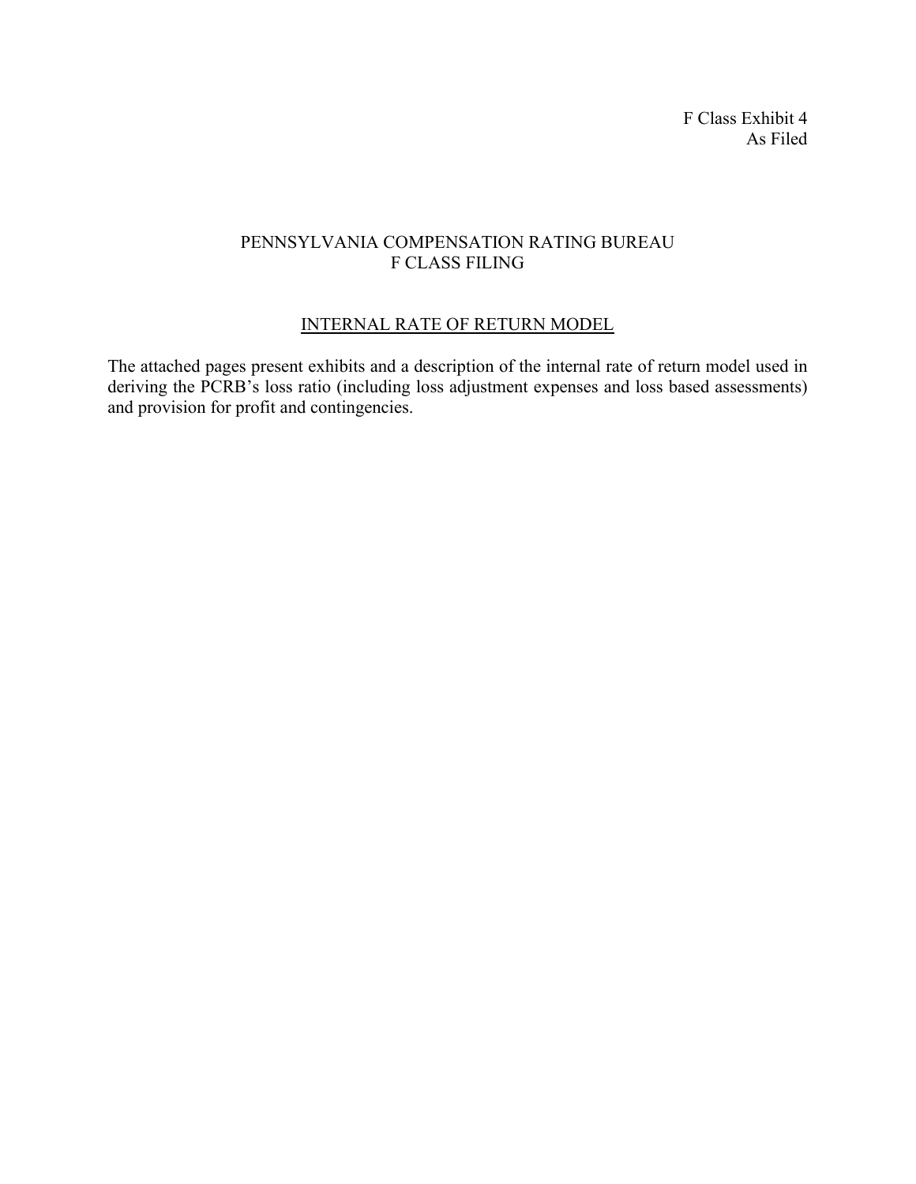F Class Exhibit 4
As Filed

# PENNSYLVANIA COMPENSATION RATING BUREAU
# F CLASS FILING

## INTERNAL RATE OF RETURN MODEL

The attached pages present exhibits and a description of the internal rate of return model used in deriving the PCRB's loss ratio (including loss adjustment expenses and loss based assessments) and provision for profit and contingencies.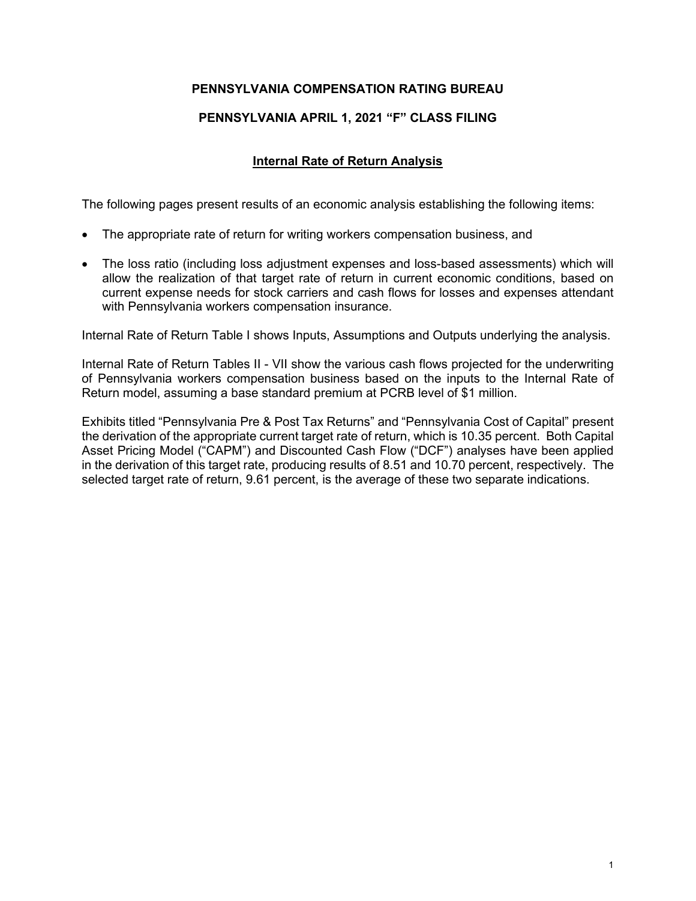**PENNSYLVANIA COMPENSATION RATING BUREAU**

**PENNSYLVANIA APRIL 1, 2021 "F" CLASS FILING**

## Internal Rate of Return Analysis

The following pages present results of an economic analysis establishing the following items:

- The appropriate rate of return for writing workers compensation business, and
- The loss ratio (including loss adjustment expenses and loss-based assessments) which will allow the realization of that target rate of return in current economic conditions, based on current expense needs for stock carriers and cash flows for losses and expenses attendant with Pennsylvania workers compensation insurance.

Internal Rate of Return Table I shows Inputs, Assumptions and Outputs underlying the analysis.

Internal Rate of Return Tables II - VII show the various cash flows projected for the underwriting of Pennsylvania workers compensation business based on the inputs to the Internal Rate of Return model, assuming a base standard premium at PCRB level of $1 million.

Exhibits titled "Pennsylvania Pre & Post Tax Returns" and "Pennsylvania Cost of Capital" present the derivation of the appropriate current target rate of return, which is 10.35 percent. Both Capital Asset Pricing Model ("CAPM") and Discounted Cash Flow ("DCF") analyses have been applied in the derivation of this target rate, producing results of 8.51 and 10.70 percent, respectively. The selected target rate of return, 9.61 percent, is the average of these two separate indications.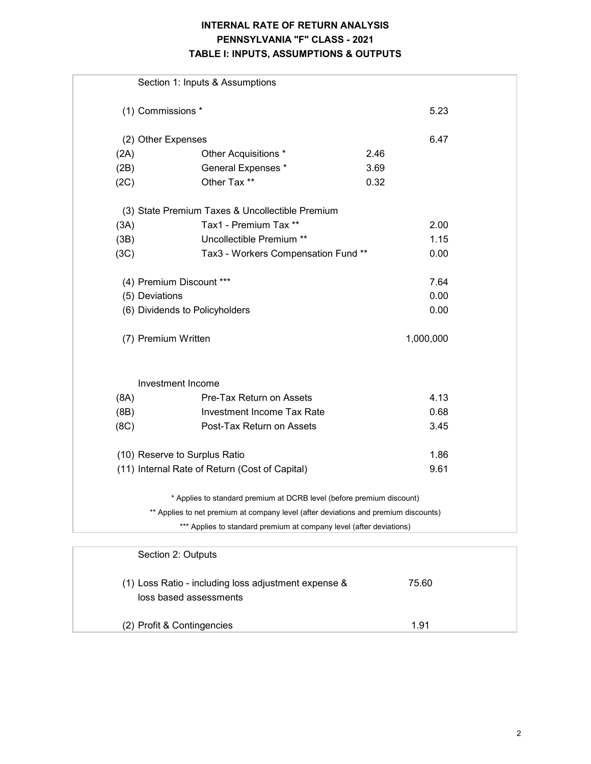# INTERNAL RATE OF RETURN ANALYSIS
## PENNSYLVANIA "F" CLASS - 2021
## TABLE I: INPUTS, ASSUMPTIONS & OUTPUTS

**Section 1: Inputs & Assumptions**

| | | | |
|---|---|---|---|
| (1) Commissions * | | | 5.23 |
| (2) Other Expenses | | | 6.47 |
| (2A) | Other Acquisitions * | 2.46 | |
| (2B) | General Expenses * | 3.69 | |
| (2C) | Other Tax ** | 0.32 | |
| (3) State Premium Taxes & Uncollectible Premium | | | |
| (3A) | Tax1 - Premium Tax ** | | 2.00 |
| (3B) | Uncollectible Premium ** | | 1.15 |
| (3C) | Tax3 - Workers Compensation Fund ** | | 0.00 |
| (4) Premium Discount *** | | | 7.64 |
| (5) Deviations | | | 0.00 |
| (6) Dividends to Policyholders | | | 0.00 |
| (7) Premium Written | | | 1,000,000 |
| Investment Income | | | |
| (8A) | Pre-Tax Return on Assets | | 4.13 |
| (8B) | Investment Income Tax Rate | | 0.68 |
| (8C) | Post-Tax Return on Assets | | 3.45 |
| (10) Reserve to Surplus Ratio | | | 1.86 |
| (11) Internal Rate of Return (Cost of Capital) | | | 9.61 |

* Applies to standard premium at DCRB level (before premium discount)

** Applies to net premium at company level (after deviations and premium discounts)

*** Applies to standard premium at company level (after deviations)

**Section 2: Outputs**

| | |
|---|---|
| (1) Loss Ratio - including loss adjustment expense & loss based assessments | 75.60 |
| (2) Profit & Contingencies | 1.91 |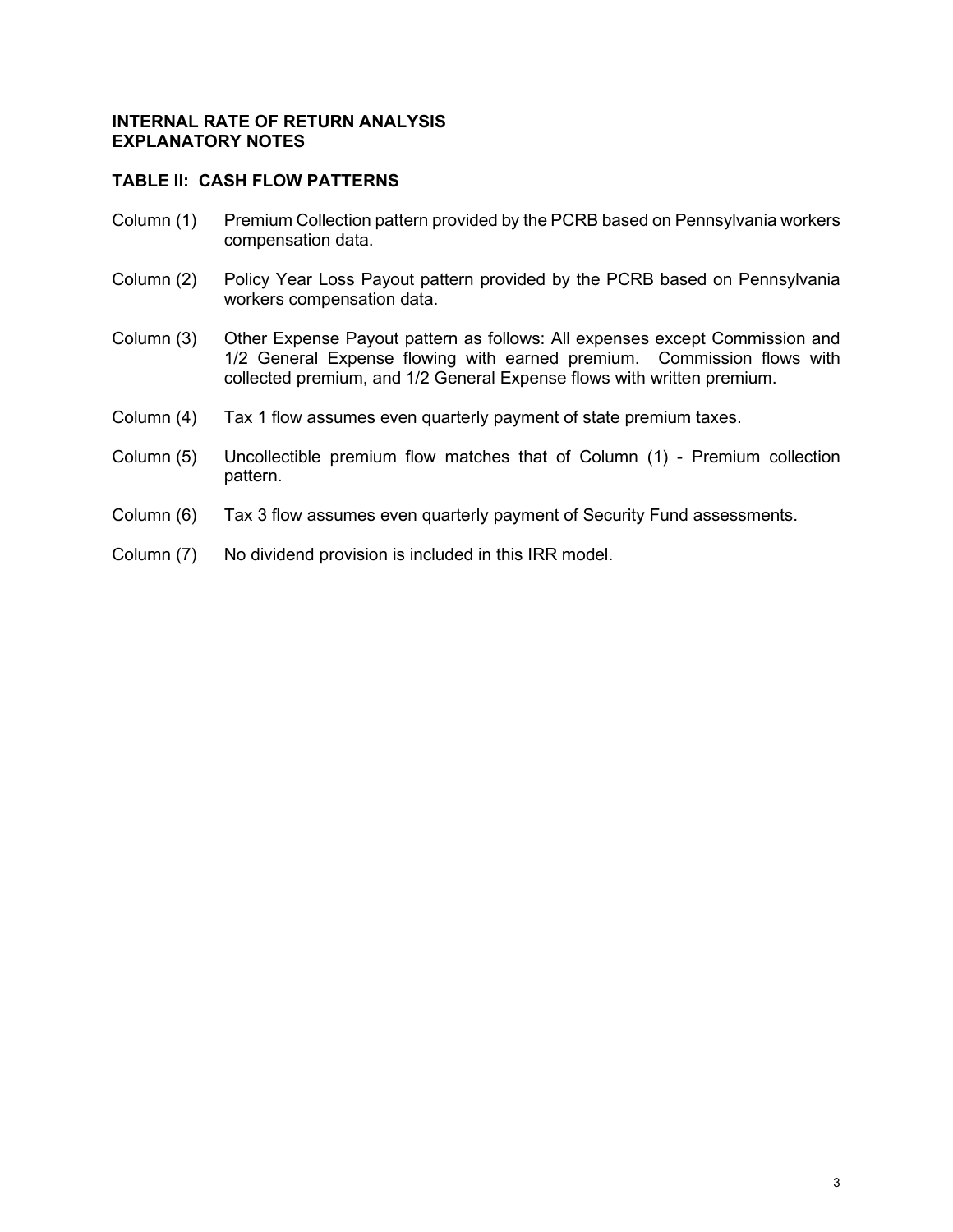**INTERNAL RATE OF RETURN ANALYSIS**
**EXPLANATORY NOTES**

**TABLE II: CASH FLOW PATTERNS**

Column (1) Premium Collection pattern provided by the PCRB based on Pennsylvania workers compensation data.

Column (2) Policy Year Loss Payout pattern provided by the PCRB based on Pennsylvania workers compensation data.

Column (3) Other Expense Payout pattern as follows: All expenses except Commission and 1/2 General Expense flowing with earned premium. Commission flows with collected premium, and 1/2 General Expense flows with written premium.

Column (4) Tax 1 flow assumes even quarterly payment of state premium taxes.

Column (5) Uncollectible premium flow matches that of Column (1) - Premium collection pattern.

Column (6) Tax 3 flow assumes even quarterly payment of Security Fund assessments.

Column (7) No dividend provision is included in this IRR model.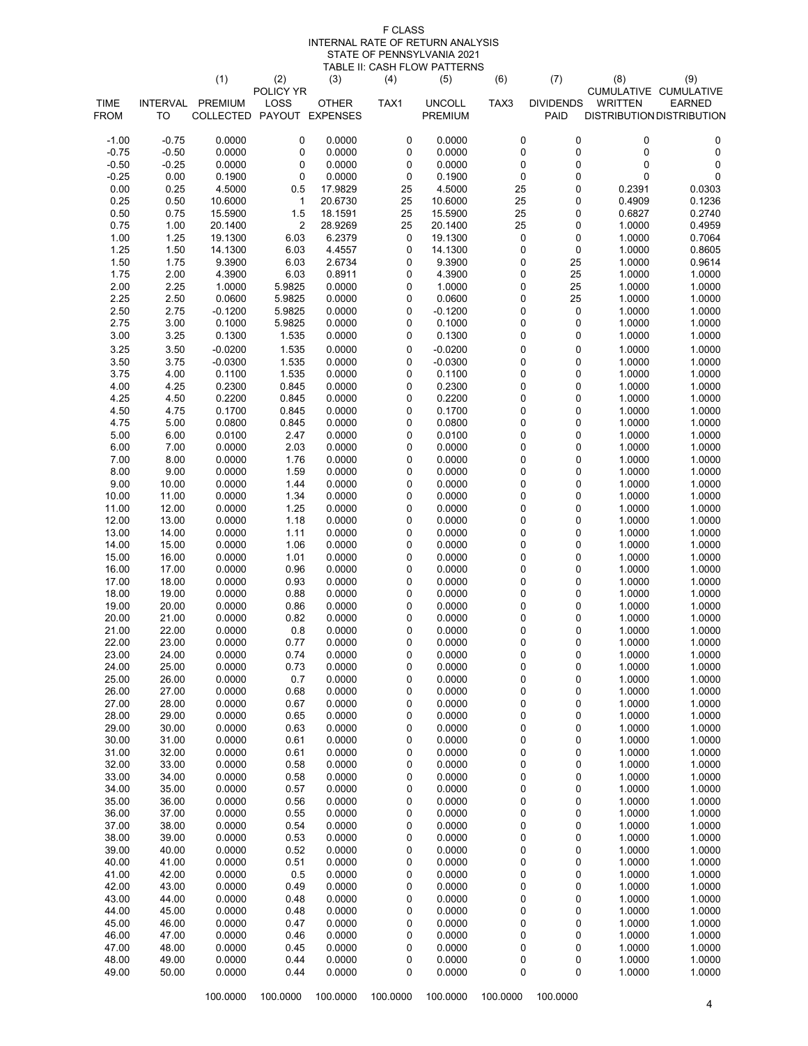# F CLASS
## INTERNAL RATE OF RETURN ANALYSIS
## STATE OF PENNSYLVANIA 2021
### TABLE II: CASH FLOW PATTERNS

| | | (1) | (2) | (3) | (4) | (5) | (6) | (7) | (8) | (9) |
|---|---|---|---|---|---|---|---|---|---|---|
| TIME FROM | INTERVAL TO | PREMIUM COLLECTED | POLICY YR LOSS PAYOUT | OTHER EXPENSES | TAX1 | UNCOLL PREMIUM | TAX3 | DIVIDENDS PAID | CUMULATIVE WRITTEN DISTRIBUTION | CUMULATIVE EARNED DISTRIBUTION |
| -1.00 | -0.75 | 0.0000 | 0 | 0.0000 | 0 | 0.0000 | 0 | 0 | 0 | 0 |
| -0.75 | -0.50 | 0.0000 | 0 | 0.0000 | 0 | 0.0000 | 0 | 0 | 0 | 0 |
| -0.50 | -0.25 | 0.0000 | 0 | 0.0000 | 0 | 0.0000 | 0 | 0 | 0 | 0 |
| -0.25 | 0.00 | 0.1900 | 0 | 0.0000 | 0 | 0.1900 | 0 | 0 | 0 | 0 |
| 0.00 | 0.25 | 4.5000 | 0.5 | 17.9829 | 25 | 4.5000 | 25 | 0 | 0.2391 | 0.0303 |
| 0.25 | 0.50 | 10.6000 | 1 | 20.6730 | 25 | 10.6000 | 25 | 0 | 0.4909 | 0.1236 |
| 0.50 | 0.75 | 15.5900 | 1.5 | 18.1591 | 25 | 15.5900 | 25 | 0 | 0.6827 | 0.2740 |
| 0.75 | 1.00 | 20.1400 | 2 | 28.9269 | 25 | 20.1400 | 25 | 0 | 1.0000 | 0.4959 |
| 1.00 | 1.25 | 19.1300 | 6.03 | 6.2379 | 0 | 19.1300 | 0 | 0 | 1.0000 | 0.7064 |
| 1.25 | 1.50 | 14.1300 | 6.03 | 4.4557 | 0 | 14.1300 | 0 | 0 | 1.0000 | 0.8605 |
| 1.50 | 1.75 | 9.3900 | 6.03 | 2.6734 | 0 | 9.3900 | 0 | 25 | 1.0000 | 0.9614 |
| 1.75 | 2.00 | 4.3900 | 6.03 | 0.8911 | 0 | 4.3900 | 0 | 25 | 1.0000 | 1.0000 |
| 2.00 | 2.25 | 1.0000 | 5.9825 | 0.0000 | 0 | 1.0000 | 0 | 25 | 1.0000 | 1.0000 |
| 2.25 | 2.50 | 0.0600 | 5.9825 | 0.0000 | 0 | 0.0600 | 0 | 25 | 1.0000 | 1.0000 |
| 2.50 | 2.75 | -0.1200 | 5.9825 | 0.0000 | 0 | -0.1200 | 0 | 0 | 1.0000 | 1.0000 |
| 2.75 | 3.00 | 0.1000 | 5.9825 | 0.0000 | 0 | 0.1000 | 0 | 0 | 1.0000 | 1.0000 |
| 3.00 | 3.25 | 0.1300 | 1.535 | 0.0000 | 0 | 0.1300 | 0 | 0 | 1.0000 | 1.0000 |
| 3.25 | 3.50 | -0.0200 | 1.535 | 0.0000 | 0 | -0.0200 | 0 | 0 | 1.0000 | 1.0000 |
| 3.50 | 3.75 | -0.0300 | 1.535 | 0.0000 | 0 | -0.0300 | 0 | 0 | 1.0000 | 1.0000 |
| 3.75 | 4.00 | 0.1100 | 1.535 | 0.0000 | 0 | 0.1100 | 0 | 0 | 1.0000 | 1.0000 |
| 4.00 | 4.25 | 0.2300 | 0.845 | 0.0000 | 0 | 0.2300 | 0 | 0 | 1.0000 | 1.0000 |
| 4.25 | 4.50 | 0.2200 | 0.845 | 0.0000 | 0 | 0.2200 | 0 | 0 | 1.0000 | 1.0000 |
| 4.50 | 4.75 | 0.1700 | 0.845 | 0.0000 | 0 | 0.1700 | 0 | 0 | 1.0000 | 1.0000 |
| 4.75 | 5.00 | 0.0800 | 0.845 | 0.0000 | 0 | 0.0800 | 0 | 0 | 1.0000 | 1.0000 |
| 5.00 | 6.00 | 0.0100 | 2.47 | 0.0000 | 0 | 0.0100 | 0 | 0 | 1.0000 | 1.0000 |
| 6.00 | 7.00 | 0.0000 | 2.03 | 0.0000 | 0 | 0.0000 | 0 | 0 | 1.0000 | 1.0000 |
| 7.00 | 8.00 | 0.0000 | 1.76 | 0.0000 | 0 | 0.0000 | 0 | 0 | 1.0000 | 1.0000 |
| 8.00 | 9.00 | 0.0000 | 1.59 | 0.0000 | 0 | 0.0000 | 0 | 0 | 1.0000 | 1.0000 |
| 9.00 | 10.00 | 0.0000 | 1.44 | 0.0000 | 0 | 0.0000 | 0 | 0 | 1.0000 | 1.0000 |
| 10.00 | 11.00 | 0.0000 | 1.34 | 0.0000 | 0 | 0.0000 | 0 | 0 | 1.0000 | 1.0000 |
| 11.00 | 12.00 | 0.0000 | 1.25 | 0.0000 | 0 | 0.0000 | 0 | 0 | 1.0000 | 1.0000 |
| 12.00 | 13.00 | 0.0000 | 1.18 | 0.0000 | 0 | 0.0000 | 0 | 0 | 1.0000 | 1.0000 |
| 13.00 | 14.00 | 0.0000 | 1.11 | 0.0000 | 0 | 0.0000 | 0 | 0 | 1.0000 | 1.0000 |
| 14.00 | 15.00 | 0.0000 | 1.06 | 0.0000 | 0 | 0.0000 | 0 | 0 | 1.0000 | 1.0000 |
| 15.00 | 16.00 | 0.0000 | 1.01 | 0.0000 | 0 | 0.0000 | 0 | 0 | 1.0000 | 1.0000 |
| 16.00 | 17.00 | 0.0000 | 0.96 | 0.0000 | 0 | 0.0000 | 0 | 0 | 1.0000 | 1.0000 |
| 17.00 | 18.00 | 0.0000 | 0.93 | 0.0000 | 0 | 0.0000 | 0 | 0 | 1.0000 | 1.0000 |
| 18.00 | 19.00 | 0.0000 | 0.88 | 0.0000 | 0 | 0.0000 | 0 | 0 | 1.0000 | 1.0000 |
| 19.00 | 20.00 | 0.0000 | 0.86 | 0.0000 | 0 | 0.0000 | 0 | 0 | 1.0000 | 1.0000 |
| 20.00 | 21.00 | 0.0000 | 0.82 | 0.0000 | 0 | 0.0000 | 0 | 0 | 1.0000 | 1.0000 |
| 21.00 | 22.00 | 0.0000 | 0.8 | 0.0000 | 0 | 0.0000 | 0 | 0 | 1.0000 | 1.0000 |
| 22.00 | 23.00 | 0.0000 | 0.77 | 0.0000 | 0 | 0.0000 | 0 | 0 | 1.0000 | 1.0000 |
| 23.00 | 24.00 | 0.0000 | 0.74 | 0.0000 | 0 | 0.0000 | 0 | 0 | 1.0000 | 1.0000 |
| 24.00 | 25.00 | 0.0000 | 0.73 | 0.0000 | 0 | 0.0000 | 0 | 0 | 1.0000 | 1.0000 |
| 25.00 | 26.00 | 0.0000 | 0.7 | 0.0000 | 0 | 0.0000 | 0 | 0 | 1.0000 | 1.0000 |
| 26.00 | 27.00 | 0.0000 | 0.68 | 0.0000 | 0 | 0.0000 | 0 | 0 | 1.0000 | 1.0000 |
| 27.00 | 28.00 | 0.0000 | 0.67 | 0.0000 | 0 | 0.0000 | 0 | 0 | 1.0000 | 1.0000 |
| 28.00 | 29.00 | 0.0000 | 0.65 | 0.0000 | 0 | 0.0000 | 0 | 0 | 1.0000 | 1.0000 |
| 29.00 | 30.00 | 0.0000 | 0.63 | 0.0000 | 0 | 0.0000 | 0 | 0 | 1.0000 | 1.0000 |
| 30.00 | 31.00 | 0.0000 | 0.61 | 0.0000 | 0 | 0.0000 | 0 | 0 | 1.0000 | 1.0000 |
| 31.00 | 32.00 | 0.0000 | 0.61 | 0.0000 | 0 | 0.0000 | 0 | 0 | 1.0000 | 1.0000 |
| 32.00 | 33.00 | 0.0000 | 0.58 | 0.0000 | 0 | 0.0000 | 0 | 0 | 1.0000 | 1.0000 |
| 33.00 | 34.00 | 0.0000 | 0.58 | 0.0000 | 0 | 0.0000 | 0 | 0 | 1.0000 | 1.0000 |
| 34.00 | 35.00 | 0.0000 | 0.57 | 0.0000 | 0 | 0.0000 | 0 | 0 | 1.0000 | 1.0000 |
| 35.00 | 36.00 | 0.0000 | 0.56 | 0.0000 | 0 | 0.0000 | 0 | 0 | 1.0000 | 1.0000 |
| 36.00 | 37.00 | 0.0000 | 0.55 | 0.0000 | 0 | 0.0000 | 0 | 0 | 1.0000 | 1.0000 |
| 37.00 | 38.00 | 0.0000 | 0.54 | 0.0000 | 0 | 0.0000 | 0 | 0 | 1.0000 | 1.0000 |
| 38.00 | 39.00 | 0.0000 | 0.53 | 0.0000 | 0 | 0.0000 | 0 | 0 | 1.0000 | 1.0000 |
| 39.00 | 40.00 | 0.0000 | 0.52 | 0.0000 | 0 | 0.0000 | 0 | 0 | 1.0000 | 1.0000 |
| 40.00 | 41.00 | 0.0000 | 0.51 | 0.0000 | 0 | 0.0000 | 0 | 0 | 1.0000 | 1.0000 |
| 41.00 | 42.00 | 0.0000 | 0.5 | 0.0000 | 0 | 0.0000 | 0 | 0 | 1.0000 | 1.0000 |
| 42.00 | 43.00 | 0.0000 | 0.49 | 0.0000 | 0 | 0.0000 | 0 | 0 | 1.0000 | 1.0000 |
| 43.00 | 44.00 | 0.0000 | 0.48 | 0.0000 | 0 | 0.0000 | 0 | 0 | 1.0000 | 1.0000 |
| 44.00 | 45.00 | 0.0000 | 0.48 | 0.0000 | 0 | 0.0000 | 0 | 0 | 1.0000 | 1.0000 |
| 45.00 | 46.00 | 0.0000 | 0.47 | 0.0000 | 0 | 0.0000 | 0 | 0 | 1.0000 | 1.0000 |
| 46.00 | 47.00 | 0.0000 | 0.46 | 0.0000 | 0 | 0.0000 | 0 | 0 | 1.0000 | 1.0000 |
| 47.00 | 48.00 | 0.0000 | 0.45 | 0.0000 | 0 | 0.0000 | 0 | 0 | 1.0000 | 1.0000 |
| 48.00 | 49.00 | 0.0000 | 0.44 | 0.0000 | 0 | 0.0000 | 0 | 0 | 1.0000 | 1.0000 |
| 49.00 | 50.00 | 0.0000 | 0.44 | 0.0000 | 0 | 0.0000 | 0 | 0 | 1.0000 | 1.0000 |
| | | 100.0000 | 100.0000 | 100.0000 | 100.0000 | 100.0000 | 100.0000 | 100.0000 | | |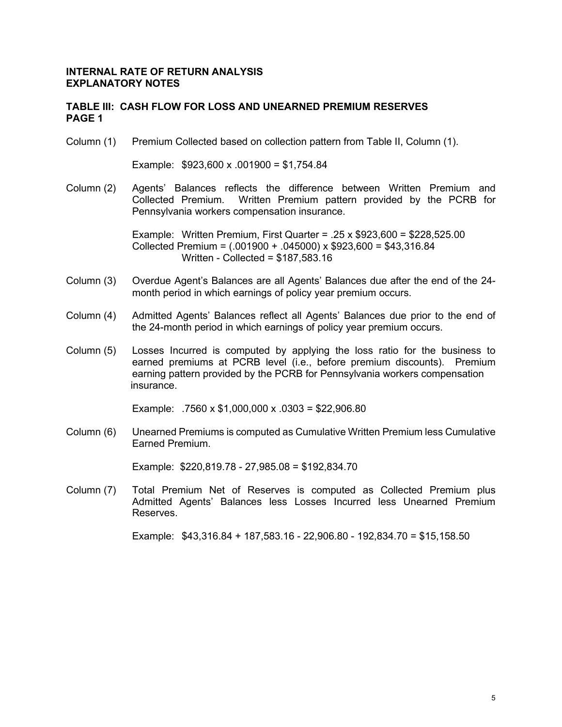**INTERNAL RATE OF RETURN ANALYSIS**
**EXPLANATORY NOTES**

**TABLE III: CASH FLOW FOR LOSS AND UNEARNED PREMIUM RESERVES**
**PAGE 1**

Column (1) Premium Collected based on collection pattern from Table II, Column (1).

Example: $923,600 x .001900 = $1,754.84

Column (2) Agents' Balances reflects the difference between Written Premium and Collected Premium. Written Premium pattern provided by the PCRB for Pennsylvania workers compensation insurance.

Example: Written Premium, First Quarter = .25 x $923,600 = $228,525.00
Collected Premium = (.001900 + .045000) x $923,600 = $43,316.84
Written - Collected = $187,583.16

Column (3) Overdue Agent's Balances are all Agents' Balances due after the end of the 24-month period in which earnings of policy year premium occurs.

Column (4) Admitted Agents' Balances reflect all Agents' Balances due prior to the end of the 24-month period in which earnings of policy year premium occurs.

Column (5) Losses Incurred is computed by applying the loss ratio for the business to earned premiums at PCRB level (i.e., before premium discounts). Premium earning pattern provided by the PCRB for Pennsylvania workers compensation insurance.

Example: .7560 x $1,000,000 x .0303 = $22,906.80

Column (6) Unearned Premiums is computed as Cumulative Written Premium less Cumulative Earned Premium.

Example: $220,819.78 - 27,985.08 = $192,834.70

Column (7) Total Premium Net of Reserves is computed as Collected Premium plus Admitted Agents' Balances less Losses Incurred less Unearned Premium Reserves.

Example: $43,316.84 + 187,583.16 - 22,906.80 - 192,834.70 = $15,158.50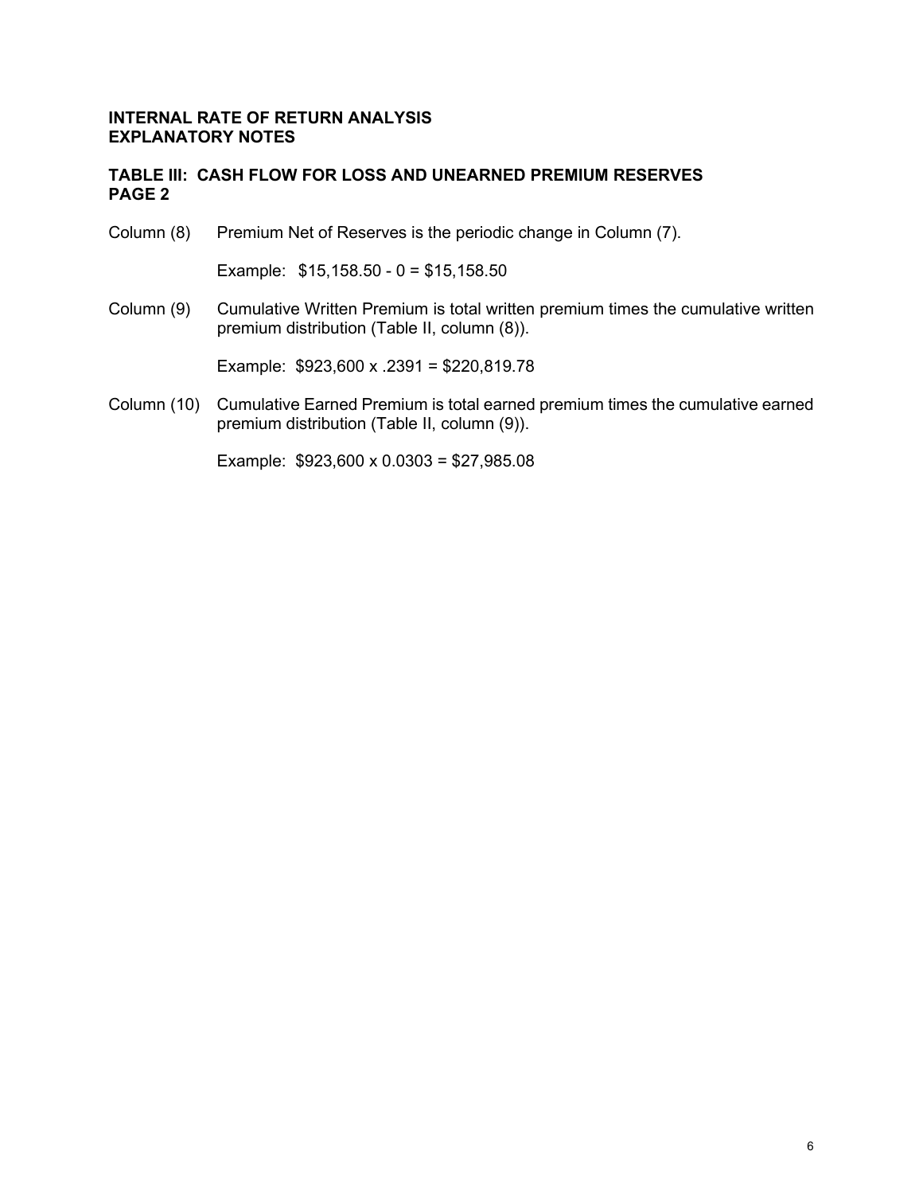**INTERNAL RATE OF RETURN ANALYSIS**
**EXPLANATORY NOTES**

**TABLE III: CASH FLOW FOR LOSS AND UNEARNED PREMIUM RESERVES**
**PAGE 2**

Column (8) Premium Net of Reserves is the periodic change in Column (7).

Example: $15,158.50 - 0 = $15,158.50

Column (9) Cumulative Written Premium is total written premium times the cumulative written premium distribution (Table II, column (8)).

Example: $923,600 x .2391 = $220,819.78

Column (10) Cumulative Earned Premium is total earned premium times the cumulative earned premium distribution (Table II, column (9)).

Example: $923,600 x 0.0303 = $27,985.08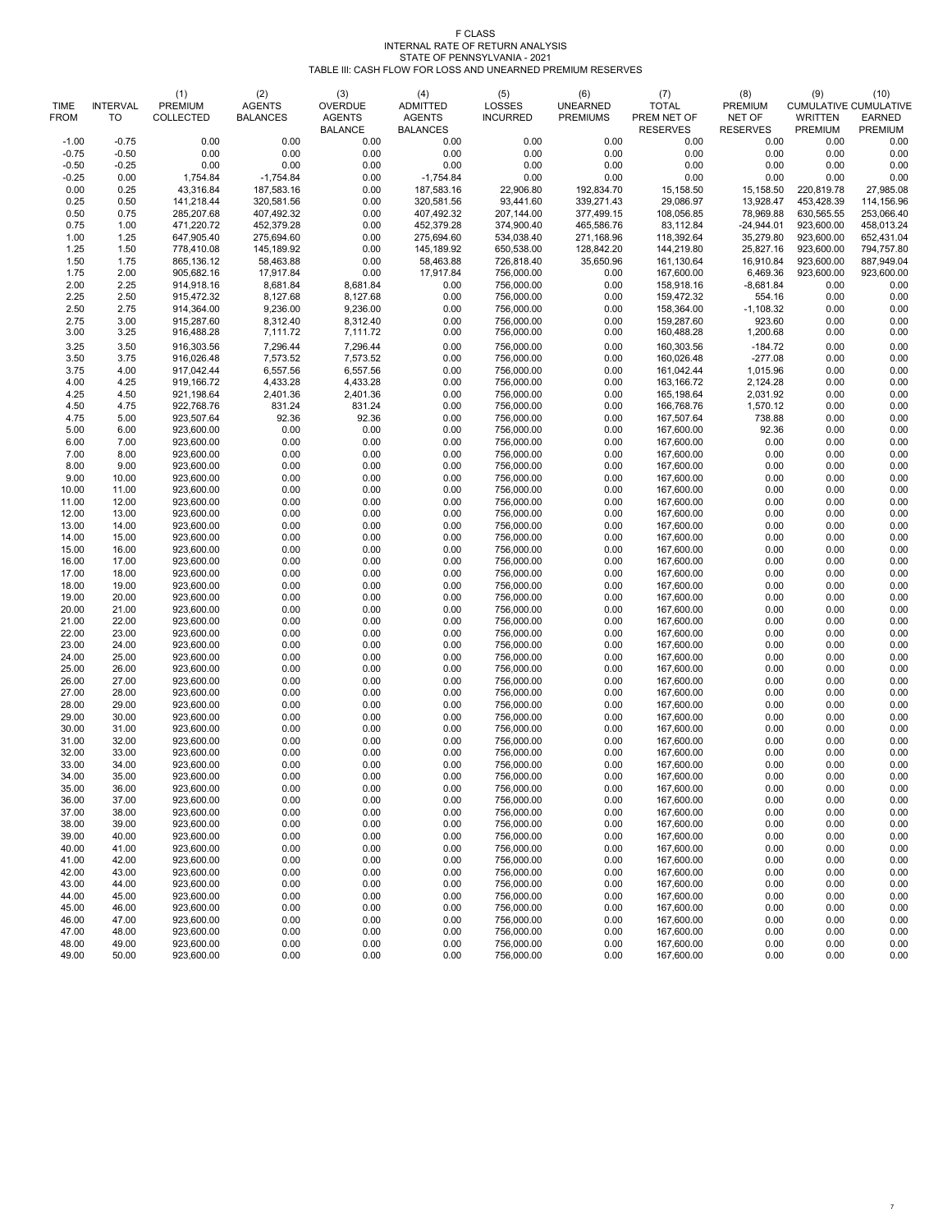# F CLASS
## INTERNAL RATE OF RETURN ANALYSIS
## STATE OF PENNSYLVANIA - 2021
### TABLE III: CASH FLOW FOR LOSS AND UNEARNED PREMIUM RESERVES

| TIME FROM | INTERVAL TO | (1) PREMIUM COLLECTED | (2) AGENTS BALANCES | (3) OVERDUE AGENTS BALANCE | (4) ADMITTED AGENTS BALANCES | (5) LOSSES INCURRED | (6) UNEARNED PREMIUMS | (7) TOTAL PREM NET OF RESERVES | (8) PREMIUM NET OF RESERVES | (9) CUMULATIVE WRITTEN PREMIUM | (10) CUMULATIVE EARNED PREMIUM |
|---|---|---|---|---|---|---|---|---|---|---|---|
| -1.00 | -0.75 | 0.00 | 0.00 | 0.00 | 0.00 | 0.00 | 0.00 | 0.00 | 0.00 | 0.00 | 0.00 |
| -0.75 | -0.50 | 0.00 | 0.00 | 0.00 | 0.00 | 0.00 | 0.00 | 0.00 | 0.00 | 0.00 | 0.00 |
| -0.50 | -0.25 | 0.00 | 0.00 | 0.00 | 0.00 | 0.00 | 0.00 | 0.00 | 0.00 | 0.00 | 0.00 |
| -0.25 | 0.00 | 1,754.84 | -1,754.84 | 0.00 | -1,754.84 | 0.00 | 0.00 | 0.00 | 0.00 | 0.00 | 0.00 |
| 0.00 | 0.25 | 43,316.84 | 187,583.16 | 0.00 | 187,583.16 | 22,906.80 | 192,834.70 | 15,158.50 | 15,158.50 | 220,819.78 | 27,985.08 |
| 0.25 | 0.50 | 141,218.44 | 320,581.56 | 0.00 | 320,581.56 | 93,441.60 | 339,271.43 | 29,086.97 | 13,928.47 | 453,428.39 | 114,156.96 |
| 0.50 | 0.75 | 285,207.68 | 407,492.32 | 0.00 | 407,492.32 | 207,144.00 | 377,499.15 | 108,056.85 | 78,969.88 | 630,565.55 | 253,066.40 |
| 0.75 | 1.00 | 471,220.72 | 452,379.28 | 0.00 | 452,379.28 | 374,900.40 | 465,586.76 | 83,112.84 | -24,944.01 | 923,600.00 | 458,013.24 |
| 1.00 | 1.25 | 647,905.40 | 275,694.60 | 0.00 | 275,694.60 | 534,038.40 | 271,168.96 | 118,392.64 | 35,279.80 | 923,600.00 | 652,431.04 |
| 1.25 | 1.50 | 778,410.08 | 145,189.92 | 0.00 | 145,189.92 | 650,538.00 | 128,842.20 | 144,219.80 | 25,827.16 | 923,600.00 | 794,757.80 |
| 1.50 | 1.75 | 865,136.12 | 58,463.88 | 0.00 | 58,463.88 | 726,818.40 | 35,650.96 | 161,130.64 | 16,910.84 | 923,600.00 | 887,949.04 |
| 1.75 | 2.00 | 905,682.16 | 17,917.84 | 0.00 | 17,917.84 | 756,000.00 | 0.00 | 167,600.00 | 6,469.36 | 923,600.00 | 923,600.00 |
| 2.00 | 2.25 | 914,918.16 | 8,681.84 | 8,681.84 | 0.00 | 756,000.00 | 0.00 | 158,918.16 | -8,681.84 | 0.00 | 0.00 |
| 2.25 | 2.50 | 915,472.32 | 8,127.68 | 8,127.68 | 0.00 | 756,000.00 | 0.00 | 159,472.32 | 554.16 | 0.00 | 0.00 |
| 2.50 | 2.75 | 914,364.00 | 9,236.00 | 9,236.00 | 0.00 | 756,000.00 | 0.00 | 158,364.00 | -1,108.32 | 0.00 | 0.00 |
| 2.75 | 3.00 | 915,287.60 | 8,312.40 | 8,312.40 | 0.00 | 756,000.00 | 0.00 | 159,287.60 | 923.60 | 0.00 | 0.00 |
| 3.00 | 3.25 | 916,488.28 | 7,111.72 | 7,111.72 | 0.00 | 756,000.00 | 0.00 | 160,488.28 | 1,200.68 | 0.00 | 0.00 |
| 3.25 | 3.50 | 916,303.56 | 7,296.44 | 7,296.44 | 0.00 | 756,000.00 | 0.00 | 160,303.56 | -184.72 | 0.00 | 0.00 |
| 3.50 | 3.75 | 916,026.48 | 7,573.52 | 7,573.52 | 0.00 | 756,000.00 | 0.00 | 160,026.48 | -277.08 | 0.00 | 0.00 |
| 3.75 | 4.00 | 917,042.44 | 6,557.56 | 6,557.56 | 0.00 | 756,000.00 | 0.00 | 161,042.44 | 1,015.96 | 0.00 | 0.00 |
| 4.00 | 4.25 | 919,166.72 | 4,433.28 | 4,433.28 | 0.00 | 756,000.00 | 0.00 | 163,166.72 | 2,124.28 | 0.00 | 0.00 |
| 4.25 | 4.50 | 921,198.64 | 2,401.36 | 2,401.36 | 0.00 | 756,000.00 | 0.00 | 165,198.64 | 2,031.92 | 0.00 | 0.00 |
| 4.50 | 4.75 | 922,768.76 | 831.24 | 831.24 | 0.00 | 756,000.00 | 0.00 | 166,768.76 | 1,570.12 | 0.00 | 0.00 |
| 4.75 | 5.00 | 923,507.64 | 92.36 | 92.36 | 0.00 | 756,000.00 | 0.00 | 167,507.64 | 738.88 | 0.00 | 0.00 |
| 5.00 | 6.00 | 923,600.00 | 0.00 | 0.00 | 0.00 | 756,000.00 | 0.00 | 167,600.00 | 92.36 | 0.00 | 0.00 |
| 6.00 | 7.00 | 923,600.00 | 0.00 | 0.00 | 0.00 | 756,000.00 | 0.00 | 167,600.00 | 0.00 | 0.00 | 0.00 |
| 7.00 | 8.00 | 923,600.00 | 0.00 | 0.00 | 0.00 | 756,000.00 | 0.00 | 167,600.00 | 0.00 | 0.00 | 0.00 |
| 8.00 | 9.00 | 923,600.00 | 0.00 | 0.00 | 0.00 | 756,000.00 | 0.00 | 167,600.00 | 0.00 | 0.00 | 0.00 |
| 9.00 | 10.00 | 923,600.00 | 0.00 | 0.00 | 0.00 | 756,000.00 | 0.00 | 167,600.00 | 0.00 | 0.00 | 0.00 |
| 10.00 | 11.00 | 923,600.00 | 0.00 | 0.00 | 0.00 | 756,000.00 | 0.00 | 167,600.00 | 0.00 | 0.00 | 0.00 |
| 11.00 | 12.00 | 923,600.00 | 0.00 | 0.00 | 0.00 | 756,000.00 | 0.00 | 167,600.00 | 0.00 | 0.00 | 0.00 |
| 12.00 | 13.00 | 923,600.00 | 0.00 | 0.00 | 0.00 | 756,000.00 | 0.00 | 167,600.00 | 0.00 | 0.00 | 0.00 |
| 13.00 | 14.00 | 923,600.00 | 0.00 | 0.00 | 0.00 | 756,000.00 | 0.00 | 167,600.00 | 0.00 | 0.00 | 0.00 |
| 14.00 | 15.00 | 923,600.00 | 0.00 | 0.00 | 0.00 | 756,000.00 | 0.00 | 167,600.00 | 0.00 | 0.00 | 0.00 |
| 15.00 | 16.00 | 923,600.00 | 0.00 | 0.00 | 0.00 | 756,000.00 | 0.00 | 167,600.00 | 0.00 | 0.00 | 0.00 |
| 16.00 | 17.00 | 923,600.00 | 0.00 | 0.00 | 0.00 | 756,000.00 | 0.00 | 167,600.00 | 0.00 | 0.00 | 0.00 |
| 17.00 | 18.00 | 923,600.00 | 0.00 | 0.00 | 0.00 | 756,000.00 | 0.00 | 167,600.00 | 0.00 | 0.00 | 0.00 |
| 18.00 | 19.00 | 923,600.00 | 0.00 | 0.00 | 0.00 | 756,000.00 | 0.00 | 167,600.00 | 0.00 | 0.00 | 0.00 |
| 19.00 | 20.00 | 923,600.00 | 0.00 | 0.00 | 0.00 | 756,000.00 | 0.00 | 167,600.00 | 0.00 | 0.00 | 0.00 |
| 20.00 | 21.00 | 923,600.00 | 0.00 | 0.00 | 0.00 | 756,000.00 | 0.00 | 167,600.00 | 0.00 | 0.00 | 0.00 |
| 21.00 | 22.00 | 923,600.00 | 0.00 | 0.00 | 0.00 | 756,000.00 | 0.00 | 167,600.00 | 0.00 | 0.00 | 0.00 |
| 22.00 | 23.00 | 923,600.00 | 0.00 | 0.00 | 0.00 | 756,000.00 | 0.00 | 167,600.00 | 0.00 | 0.00 | 0.00 |
| 23.00 | 24.00 | 923,600.00 | 0.00 | 0.00 | 0.00 | 756,000.00 | 0.00 | 167,600.00 | 0.00 | 0.00 | 0.00 |
| 24.00 | 25.00 | 923,600.00 | 0.00 | 0.00 | 0.00 | 756,000.00 | 0.00 | 167,600.00 | 0.00 | 0.00 | 0.00 |
| 25.00 | 26.00 | 923,600.00 | 0.00 | 0.00 | 0.00 | 756,000.00 | 0.00 | 167,600.00 | 0.00 | 0.00 | 0.00 |
| 26.00 | 27.00 | 923,600.00 | 0.00 | 0.00 | 0.00 | 756,000.00 | 0.00 | 167,600.00 | 0.00 | 0.00 | 0.00 |
| 27.00 | 28.00 | 923,600.00 | 0.00 | 0.00 | 0.00 | 756,000.00 | 0.00 | 167,600.00 | 0.00 | 0.00 | 0.00 |
| 28.00 | 29.00 | 923,600.00 | 0.00 | 0.00 | 0.00 | 756,000.00 | 0.00 | 167,600.00 | 0.00 | 0.00 | 0.00 |
| 29.00 | 30.00 | 923,600.00 | 0.00 | 0.00 | 0.00 | 756,000.00 | 0.00 | 167,600.00 | 0.00 | 0.00 | 0.00 |
| 30.00 | 31.00 | 923,600.00 | 0.00 | 0.00 | 0.00 | 756,000.00 | 0.00 | 167,600.00 | 0.00 | 0.00 | 0.00 |
| 31.00 | 32.00 | 923,600.00 | 0.00 | 0.00 | 0.00 | 756,000.00 | 0.00 | 167,600.00 | 0.00 | 0.00 | 0.00 |
| 32.00 | 33.00 | 923,600.00 | 0.00 | 0.00 | 0.00 | 756,000.00 | 0.00 | 167,600.00 | 0.00 | 0.00 | 0.00 |
| 33.00 | 34.00 | 923,600.00 | 0.00 | 0.00 | 0.00 | 756,000.00 | 0.00 | 167,600.00 | 0.00 | 0.00 | 0.00 |
| 34.00 | 35.00 | 923,600.00 | 0.00 | 0.00 | 0.00 | 756,000.00 | 0.00 | 167,600.00 | 0.00 | 0.00 | 0.00 |
| 35.00 | 36.00 | 923,600.00 | 0.00 | 0.00 | 0.00 | 756,000.00 | 0.00 | 167,600.00 | 0.00 | 0.00 | 0.00 |
| 36.00 | 37.00 | 923,600.00 | 0.00 | 0.00 | 0.00 | 756,000.00 | 0.00 | 167,600.00 | 0.00 | 0.00 | 0.00 |
| 37.00 | 38.00 | 923,600.00 | 0.00 | 0.00 | 0.00 | 756,000.00 | 0.00 | 167,600.00 | 0.00 | 0.00 | 0.00 |
| 38.00 | 39.00 | 923,600.00 | 0.00 | 0.00 | 0.00 | 756,000.00 | 0.00 | 167,600.00 | 0.00 | 0.00 | 0.00 |
| 39.00 | 40.00 | 923,600.00 | 0.00 | 0.00 | 0.00 | 756,000.00 | 0.00 | 167,600.00 | 0.00 | 0.00 | 0.00 |
| 40.00 | 41.00 | 923,600.00 | 0.00 | 0.00 | 0.00 | 756,000.00 | 0.00 | 167,600.00 | 0.00 | 0.00 | 0.00 |
| 41.00 | 42.00 | 923,600.00 | 0.00 | 0.00 | 0.00 | 756,000.00 | 0.00 | 167,600.00 | 0.00 | 0.00 | 0.00 |
| 42.00 | 43.00 | 923,600.00 | 0.00 | 0.00 | 0.00 | 756,000.00 | 0.00 | 167,600.00 | 0.00 | 0.00 | 0.00 |
| 43.00 | 44.00 | 923,600.00 | 0.00 | 0.00 | 0.00 | 756,000.00 | 0.00 | 167,600.00 | 0.00 | 0.00 | 0.00 |
| 44.00 | 45.00 | 923,600.00 | 0.00 | 0.00 | 0.00 | 756,000.00 | 0.00 | 167,600.00 | 0.00 | 0.00 | 0.00 |
| 45.00 | 46.00 | 923,600.00 | 0.00 | 0.00 | 0.00 | 756,000.00 | 0.00 | 167,600.00 | 0.00 | 0.00 | 0.00 |
| 46.00 | 47.00 | 923,600.00 | 0.00 | 0.00 | 0.00 | 756,000.00 | 0.00 | 167,600.00 | 0.00 | 0.00 | 0.00 |
| 47.00 | 48.00 | 923,600.00 | 0.00 | 0.00 | 0.00 | 756,000.00 | 0.00 | 167,600.00 | 0.00 | 0.00 | 0.00 |
| 48.00 | 49.00 | 923,600.00 | 0.00 | 0.00 | 0.00 | 756,000.00 | 0.00 | 167,600.00 | 0.00 | 0.00 | 0.00 |
| 49.00 | 50.00 | 923,600.00 | 0.00 | 0.00 | 0.00 | 756,000.00 | 0.00 | 167,600.00 | 0.00 | 0.00 | 0.00 |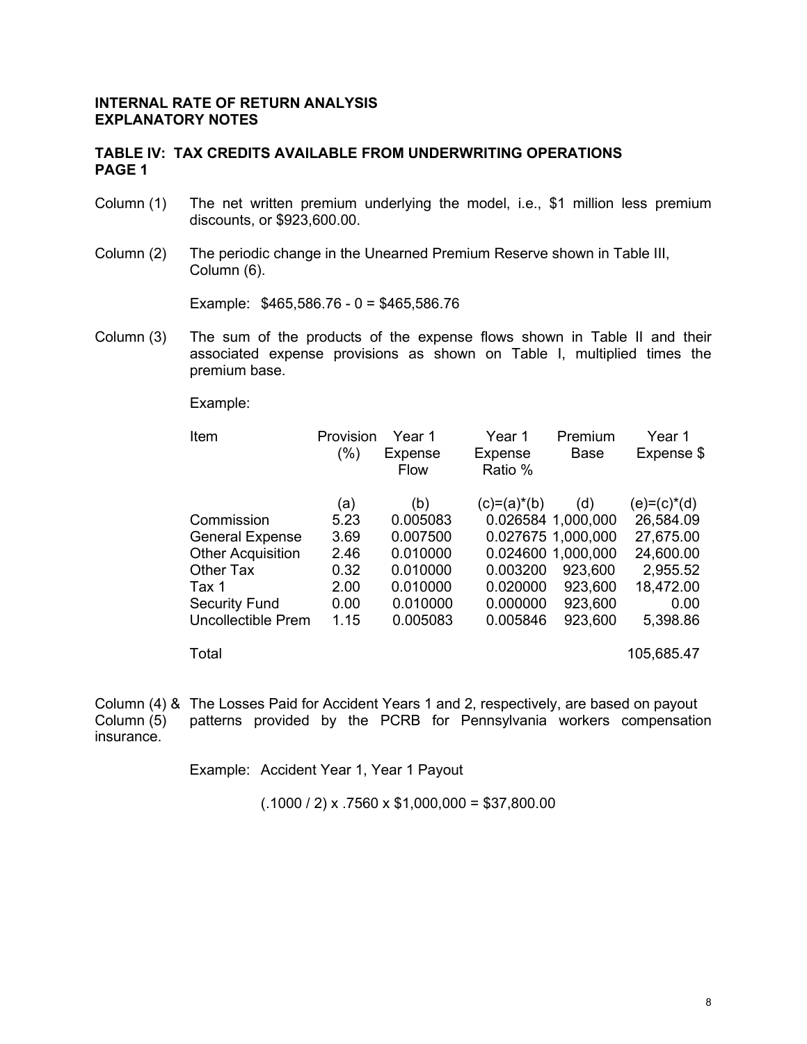**INTERNAL RATE OF RETURN ANALYSIS**
**EXPLANATORY NOTES**

**TABLE IV: TAX CREDITS AVAILABLE FROM UNDERWRITING OPERATIONS**
**PAGE 1**

Column (1) The net written premium underlying the model, i.e., \$1 million less premium discounts, or \$923,600.00.

Column (2) The periodic change in the Unearned Premium Reserve shown in Table III, Column (6).

Example: \$465,586.76 - 0 = \$465,586.76

Column (3) The sum of the products of the expense flows shown in Table II and their associated expense provisions as shown on Table I, multiplied times the premium base.

Example:

| Item | Provision (%) | Year 1 Expense Flow | Year 1 Expense Ratio % | Premium Base | Year 1 Expense \$ |
|---|---|---|---|---|---|
| | (a) | (b) | (c)=(a)*(b) | (d) | (e)=(c)*(d) |
| Commission | 5.23 | 0.005083 | 0.026584 | 1,000,000 | 26,584.09 |
| General Expense | 3.69 | 0.007500 | 0.027675 | 1,000,000 | 27,675.00 |
| Other Acquisition | 2.46 | 0.010000 | 0.024600 | 1,000,000 | 24,600.00 |
| Other Tax | 0.32 | 0.010000 | 0.003200 | 923,600 | 2,955.52 |
| Tax 1 | 2.00 | 0.010000 | 0.020000 | 923,600 | 18,472.00 |
| Security Fund | 0.00 | 0.010000 | 0.000000 | 923,600 | 0.00 |
| Uncollectible Prem | 1.15 | 0.005083 | 0.005846 | 923,600 | 5,398.86 |
| Total | | | | | 105,685.47 |

Column (4) & Column (5) The Losses Paid for Accident Years 1 and 2, respectively, are based on payout patterns provided by the PCRB for Pennsylvania workers compensation insurance.

Example: Accident Year 1, Year 1 Payout

(.1000 / 2) x .7560 x \$1,000,000 = \$37,800.00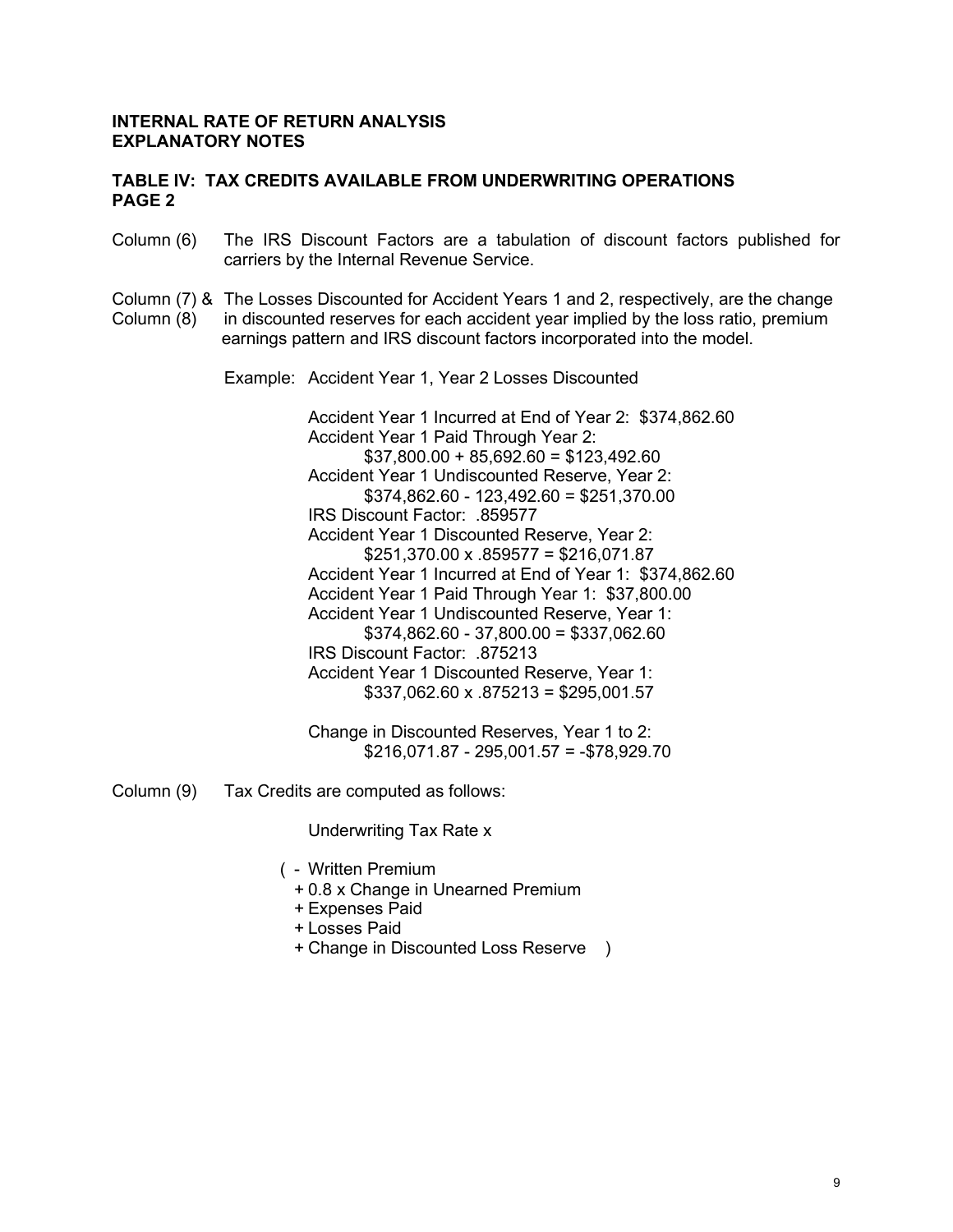**INTERNAL RATE OF RETURN ANALYSIS**
**EXPLANATORY NOTES**

**TABLE IV: TAX CREDITS AVAILABLE FROM UNDERWRITING OPERATIONS**
**PAGE 2**

Column (6) The IRS Discount Factors are a tabulation of discount factors published for carriers by the Internal Revenue Service.

Column (7) & Column (8) The Losses Discounted for Accident Years 1 and 2, respectively, are the change in discounted reserves for each accident year implied by the loss ratio, premium earnings pattern and IRS discount factors incorporated into the model.

Example: Accident Year 1, Year 2 Losses Discounted

Accident Year 1 Incurred at End of Year 2: $374,862.60
Accident Year 1 Paid Through Year 2:
$37,800.00 + 85,692.60 = $123,492.60
Accident Year 1 Undiscounted Reserve, Year 2:
$374,862.60 - 123,492.60 = $251,370.00
IRS Discount Factor: .859577
Accident Year 1 Discounted Reserve, Year 2:
$251,370.00 x .859577 = $216,071.87
Accident Year 1 Incurred at End of Year 1: $374,862.60
Accident Year 1 Paid Through Year 1: $37,800.00
Accident Year 1 Undiscounted Reserve, Year 1:
$374,862.60 - 37,800.00 = $337,062.60
IRS Discount Factor: .875213
Accident Year 1 Discounted Reserve, Year 1:
$337,062.60 x .875213 = $295,001.57

Change in Discounted Reserves, Year 1 to 2:
$216,071.87 - 295,001.57 = -$78,929.70

Column (9) Tax Credits are computed as follows:

Underwriting Tax Rate x

( - Written Premium
+ 0.8 x Change in Unearned Premium
+ Expenses Paid
+ Losses Paid
+ Change in Discounted Loss Reserve )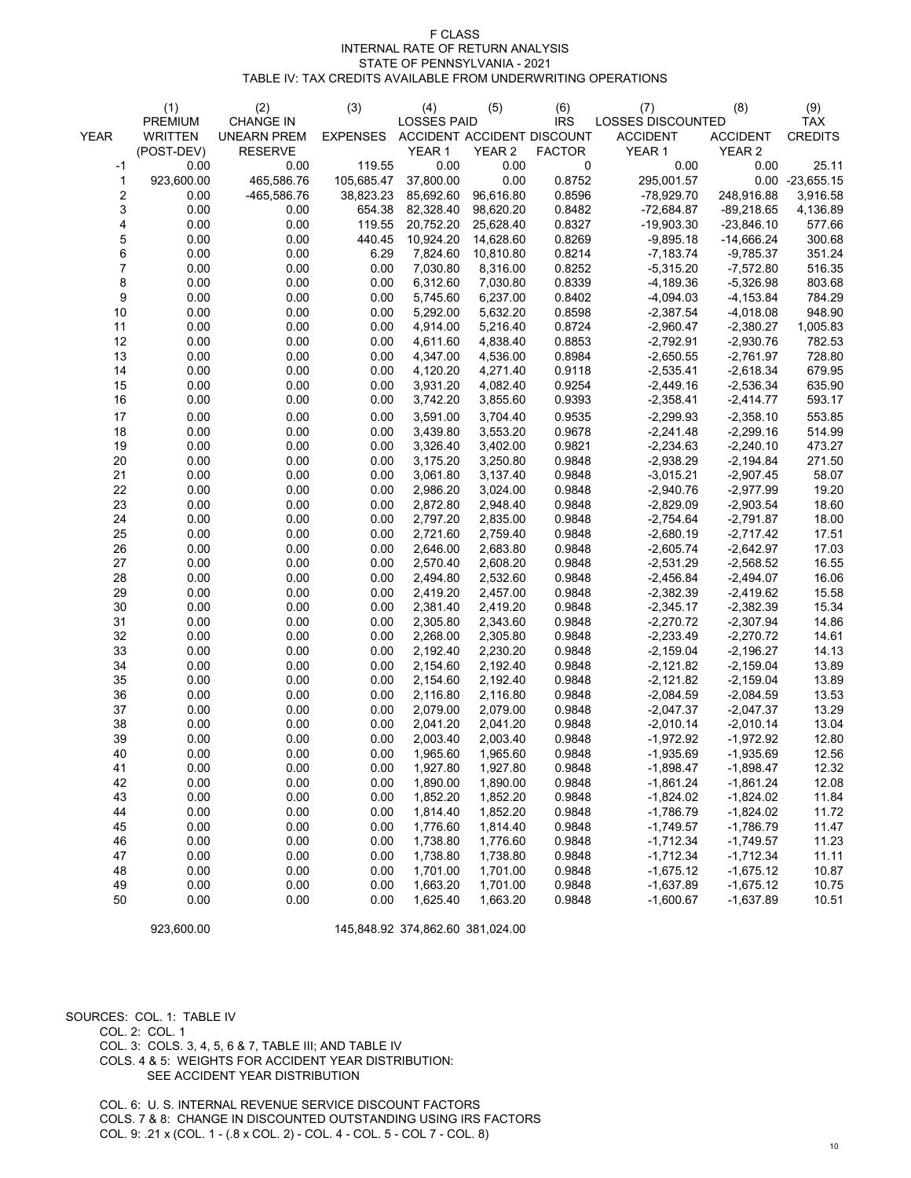F CLASS
INTERNAL RATE OF RETURN ANALYSIS
STATE OF PENNSYLVANIA - 2021
TABLE IV: TAX CREDITS AVAILABLE FROM UNDERWRITING OPERATIONS

| | (1) | (2) | (3) | (4) | (5) | (6) | (7) | (8) | (9) |
|---|---|---|---|---|---|---|---|---|---|
| | PREMIUM | CHANGE IN | | LOSSES PAID | | IRS | LOSSES DISCOUNTED | | TAX |
| YEAR | WRITTEN | UNEARN PREM | EXPENSES | ACCIDENT | ACCIDENT | DISCOUNT | ACCIDENT | ACCIDENT | CREDITS |
| | (POST-DEV) | RESERVE | | YEAR 1 | YEAR 2 | FACTOR | YEAR 1 | YEAR 2 | |
| -1 | 0.00 | 0.00 | 119.55 | 0.00 | 0.00 | 0 | 0.00 | 0.00 | 25.11 |
| 1 | 923,600.00 | 465,586.76 | 105,685.47 | 37,800.00 | 0.00 | 0.8752 | 295,001.57 | 0.00 | -23,655.15 |
| 2 | 0.00 | -465,586.76 | 38,823.23 | 85,692.60 | 96,616.80 | 0.8596 | -78,929.70 | 248,916.88 | 3,916.58 |
| 3 | 0.00 | 0.00 | 654.38 | 82,328.40 | 98,620.20 | 0.8482 | -72,684.87 | -89,218.65 | 4,136.89 |
| 4 | 0.00 | 0.00 | 119.55 | 20,752.20 | 25,628.40 | 0.8327 | -19,903.30 | -23,846.10 | 577.66 |
| 5 | 0.00 | 0.00 | 440.45 | 10,924.20 | 14,628.60 | 0.8269 | -9,895.18 | -14,666.24 | 300.68 |
| 6 | 0.00 | 0.00 | 6.29 | 7,824.60 | 10,810.80 | 0.8214 | -7,183.74 | -9,785.37 | 351.24 |
| 7 | 0.00 | 0.00 | 0.00 | 7,030.80 | 8,316.00 | 0.8252 | -5,315.20 | -7,572.80 | 516.35 |
| 8 | 0.00 | 0.00 | 0.00 | 6,312.60 | 7,030.80 | 0.8339 | -4,189.36 | -5,326.98 | 803.68 |
| 9 | 0.00 | 0.00 | 0.00 | 5,745.60 | 6,237.00 | 0.8402 | -4,094.03 | -4,153.84 | 784.29 |
| 10 | 0.00 | 0.00 | 0.00 | 5,292.00 | 5,632.20 | 0.8598 | -2,387.54 | -4,018.08 | 948.90 |
| 11 | 0.00 | 0.00 | 0.00 | 4,914.00 | 5,216.40 | 0.8724 | -2,960.47 | -2,380.27 | 1,005.83 |
| 12 | 0.00 | 0.00 | 0.00 | 4,611.60 | 4,838.40 | 0.8853 | -2,792.91 | -2,930.76 | 782.53 |
| 13 | 0.00 | 0.00 | 0.00 | 4,347.00 | 4,536.00 | 0.8984 | -2,650.55 | -2,761.97 | 728.80 |
| 14 | 0.00 | 0.00 | 0.00 | 4,120.20 | 4,271.40 | 0.9118 | -2,535.41 | -2,618.34 | 679.95 |
| 15 | 0.00 | 0.00 | 0.00 | 3,931.20 | 4,082.40 | 0.9254 | -2,449.16 | -2,536.34 | 635.90 |
| 16 | 0.00 | 0.00 | 0.00 | 3,742.20 | 3,855.60 | 0.9393 | -2,358.41 | -2,414.77 | 593.17 |
| 17 | 0.00 | 0.00 | 0.00 | 3,591.00 | 3,704.40 | 0.9535 | -2,299.93 | -2,358.10 | 553.85 |
| 18 | 0.00 | 0.00 | 0.00 | 3,439.80 | 3,553.20 | 0.9678 | -2,241.48 | -2,299.16 | 514.99 |
| 19 | 0.00 | 0.00 | 0.00 | 3,326.40 | 3,402.00 | 0.9821 | -2,234.63 | -2,240.10 | 473.27 |
| 20 | 0.00 | 0.00 | 0.00 | 3,175.20 | 3,250.80 | 0.9848 | -2,938.29 | -2,194.84 | 271.50 |
| 21 | 0.00 | 0.00 | 0.00 | 3,061.80 | 3,137.40 | 0.9848 | -3,015.21 | -2,907.45 | 58.07 |
| 22 | 0.00 | 0.00 | 0.00 | 2,986.20 | 3,024.00 | 0.9848 | -2,940.76 | -2,977.99 | 19.20 |
| 23 | 0.00 | 0.00 | 0.00 | 2,872.80 | 2,948.40 | 0.9848 | -2,829.09 | -2,903.54 | 18.60 |
| 24 | 0.00 | 0.00 | 0.00 | 2,797.20 | 2,835.00 | 0.9848 | -2,754.64 | -2,791.87 | 18.00 |
| 25 | 0.00 | 0.00 | 0.00 | 2,721.60 | 2,759.40 | 0.9848 | -2,680.19 | -2,717.42 | 17.51 |
| 26 | 0.00 | 0.00 | 0.00 | 2,646.00 | 2,683.80 | 0.9848 | -2,605.74 | -2,642.97 | 17.03 |
| 27 | 0.00 | 0.00 | 0.00 | 2,570.40 | 2,608.20 | 0.9848 | -2,531.29 | -2,568.52 | 16.55 |
| 28 | 0.00 | 0.00 | 0.00 | 2,494.80 | 2,532.60 | 0.9848 | -2,456.84 | -2,494.07 | 16.06 |
| 29 | 0.00 | 0.00 | 0.00 | 2,419.20 | 2,457.00 | 0.9848 | -2,382.39 | -2,419.62 | 15.58 |
| 30 | 0.00 | 0.00 | 0.00 | 2,381.40 | 2,419.20 | 0.9848 | -2,345.17 | -2,382.39 | 15.34 |
| 31 | 0.00 | 0.00 | 0.00 | 2,305.80 | 2,343.60 | 0.9848 | -2,270.72 | -2,307.94 | 14.86 |
| 32 | 0.00 | 0.00 | 0.00 | 2,268.00 | 2,305.80 | 0.9848 | -2,233.49 | -2,270.72 | 14.61 |
| 33 | 0.00 | 0.00 | 0.00 | 2,192.40 | 2,230.20 | 0.9848 | -2,159.04 | -2,196.27 | 14.13 |
| 34 | 0.00 | 0.00 | 0.00 | 2,154.60 | 2,192.40 | 0.9848 | -2,121.82 | -2,159.04 | 13.89 |
| 35 | 0.00 | 0.00 | 0.00 | 2,154.60 | 2,192.40 | 0.9848 | -2,121.82 | -2,159.04 | 13.89 |
| 36 | 0.00 | 0.00 | 0.00 | 2,116.80 | 2,116.80 | 0.9848 | -2,084.59 | -2,084.59 | 13.53 |
| 37 | 0.00 | 0.00 | 0.00 | 2,079.00 | 2,079.00 | 0.9848 | -2,047.37 | -2,047.37 | 13.29 |
| 38 | 0.00 | 0.00 | 0.00 | 2,041.20 | 2,041.20 | 0.9848 | -2,010.14 | -2,010.14 | 13.04 |
| 39 | 0.00 | 0.00 | 0.00 | 2,003.40 | 2,003.40 | 0.9848 | -1,972.92 | -1,972.92 | 12.80 |
| 40 | 0.00 | 0.00 | 0.00 | 1,965.60 | 1,965.60 | 0.9848 | -1,935.69 | -1,935.69 | 12.56 |
| 41 | 0.00 | 0.00 | 0.00 | 1,927.80 | 1,927.80 | 0.9848 | -1,898.47 | -1,898.47 | 12.32 |
| 42 | 0.00 | 0.00 | 0.00 | 1,890.00 | 1,890.00 | 0.9848 | -1,861.24 | -1,861.24 | 12.08 |
| 43 | 0.00 | 0.00 | 0.00 | 1,852.20 | 1,852.20 | 0.9848 | -1,824.02 | -1,824.02 | 11.84 |
| 44 | 0.00 | 0.00 | 0.00 | 1,814.40 | 1,852.20 | 0.9848 | -1,786.79 | -1,824.02 | 11.72 |
| 45 | 0.00 | 0.00 | 0.00 | 1,776.60 | 1,814.40 | 0.9848 | -1,749.57 | -1,786.79 | 11.47 |
| 46 | 0.00 | 0.00 | 0.00 | 1,738.80 | 1,776.60 | 0.9848 | -1,712.34 | -1,749.57 | 11.23 |
| 47 | 0.00 | 0.00 | 0.00 | 1,738.80 | 1,738.80 | 0.9848 | -1,712.34 | -1,712.34 | 11.11 |
| 48 | 0.00 | 0.00 | 0.00 | 1,701.00 | 1,701.00 | 0.9848 | -1,675.12 | -1,675.12 | 10.87 |
| 49 | 0.00 | 0.00 | 0.00 | 1,663.20 | 1,701.00 | 0.9848 | -1,637.89 | -1,675.12 | 10.75 |
| 50 | 0.00 | 0.00 | 0.00 | 1,625.40 | 1,663.20 | 0.9848 | -1,600.67 | -1,637.89 | 10.51 |
| | 923,600.00 | | 145,848.92 | 374,862.60 | 381,024.00 | | | | |

SOURCES: COL. 1: TABLE IV
COL. 2: COL. 1
COL. 3: COLS. 3, 4, 5, 6 & 7, TABLE III; AND TABLE IV
COLS. 4 & 5: WEIGHTS FOR ACCIDENT YEAR DISTRIBUTION:
SEE ACCIDENT YEAR DISTRIBUTION

COL. 6: U. S. INTERNAL REVENUE SERVICE DISCOUNT FACTORS
COLS. 7 & 8: CHANGE IN DISCOUNTED OUTSTANDING USING IRS FACTORS
COL. 9: .21 x (COL. 1 - (.8 x COL. 2) - COL. 4 - COL. 5 - COL 7 - COL. 8)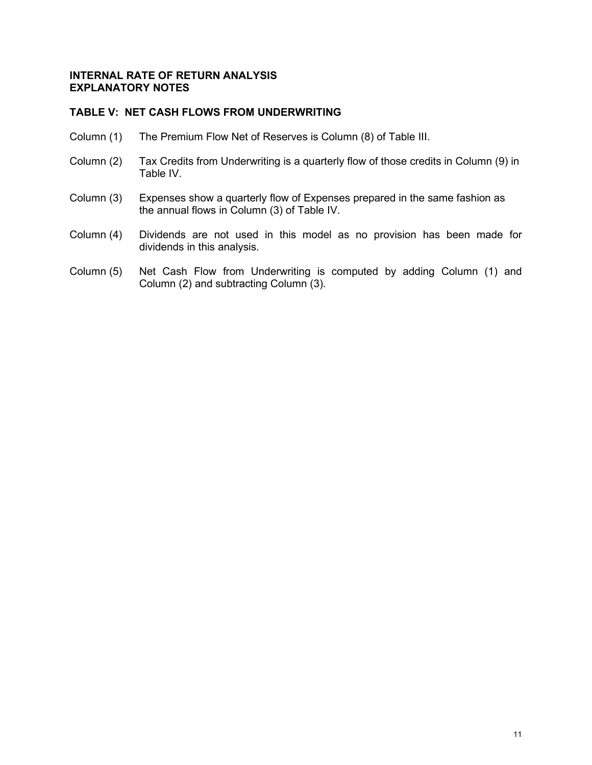**INTERNAL RATE OF RETURN ANALYSIS**
**EXPLANATORY NOTES**

**TABLE V: NET CASH FLOWS FROM UNDERWRITING**

Column (1) The Premium Flow Net of Reserves is Column (8) of Table III.

Column (2) Tax Credits from Underwriting is a quarterly flow of those credits in Column (9) in Table IV.

Column (3) Expenses show a quarterly flow of Expenses prepared in the same fashion as the annual flows in Column (3) of Table IV.

Column (4) Dividends are not used in this model as no provision has been made for dividends in this analysis.

Column (5) Net Cash Flow from Underwriting is computed by adding Column (1) and Column (2) and subtracting Column (3).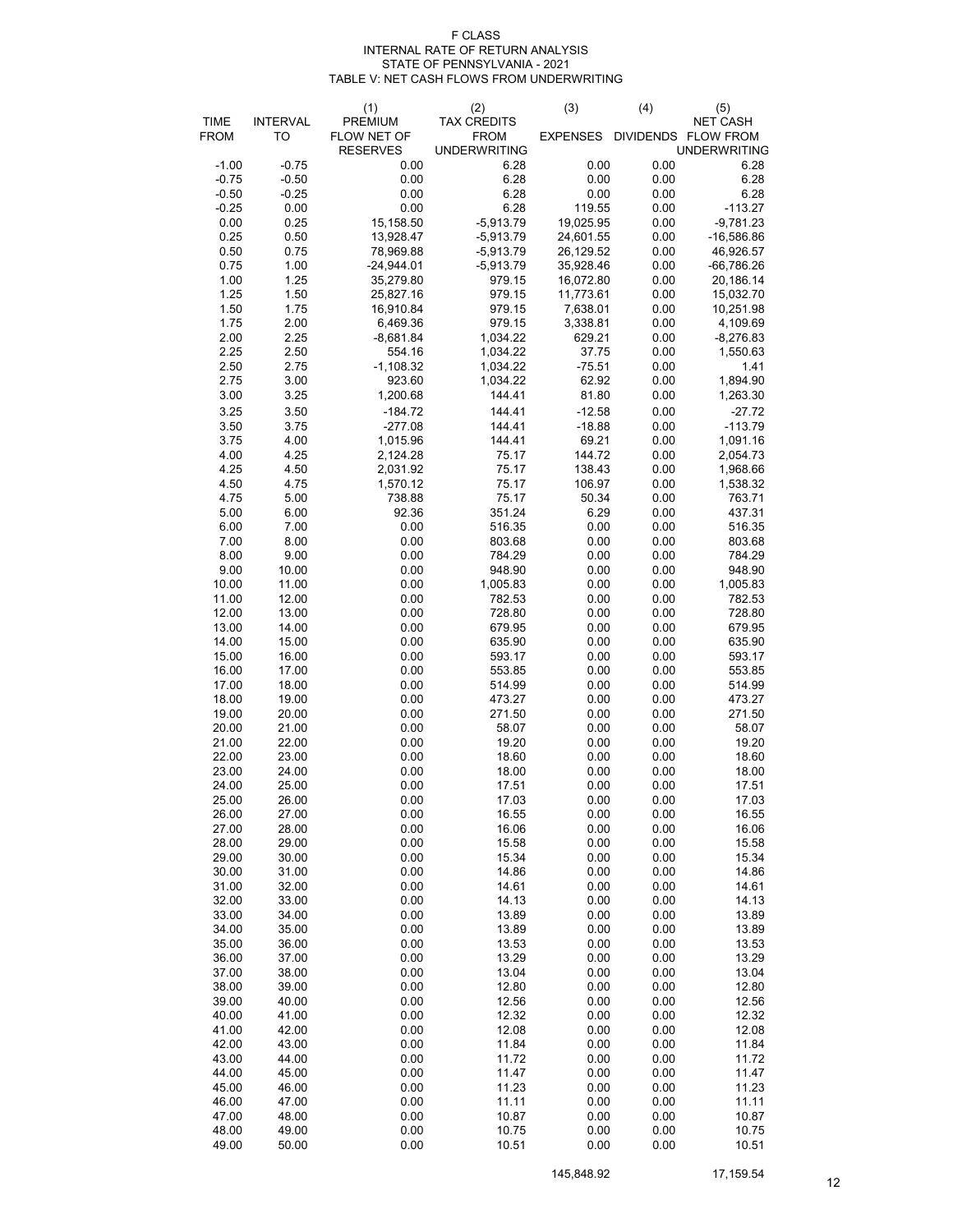F CLASS
INTERNAL RATE OF RETURN ANALYSIS
STATE OF PENNSYLVANIA - 2021
TABLE V: NET CASH FLOWS FROM UNDERWRITING

| TIME FROM | INTERVAL TO | (1) PREMIUM FLOW NET OF RESERVES | (2) TAX CREDITS FROM UNDERWRITING | (3) EXPENSES | (4) DIVIDENDS | (5) NET CASH FLOW FROM UNDERWRITING |
|---|---|---|---|---|---|---|
| -1.00 | -0.75 | 0.00 | 6.28 | 0.00 | 0.00 | 6.28 |
| -0.75 | -0.50 | 0.00 | 6.28 | 0.00 | 0.00 | 6.28 |
| -0.50 | -0.25 | 0.00 | 6.28 | 0.00 | 0.00 | 6.28 |
| -0.25 | 0.00 | 0.00 | 6.28 | 119.55 | 0.00 | -113.27 |
| 0.00 | 0.25 | 15,158.50 | -5,913.79 | 19,025.95 | 0.00 | -9,781.23 |
| 0.25 | 0.50 | 13,928.47 | -5,913.79 | 24,601.55 | 0.00 | -16,586.86 |
| 0.50 | 0.75 | 78,969.88 | -5,913.79 | 26,129.52 | 0.00 | 46,926.57 |
| 0.75 | 1.00 | -24,944.01 | -5,913.79 | 35,928.46 | 0.00 | -66,786.26 |
| 1.00 | 1.25 | 35,279.80 | 979.15 | 16,072.80 | 0.00 | 20,186.14 |
| 1.25 | 1.50 | 25,827.16 | 979.15 | 11,773.61 | 0.00 | 15,032.70 |
| 1.50 | 1.75 | 16,910.84 | 979.15 | 7,638.01 | 0.00 | 10,251.98 |
| 1.75 | 2.00 | 6,469.36 | 979.15 | 3,338.81 | 0.00 | 4,109.69 |
| 2.00 | 2.25 | -8,681.84 | 1,034.22 | 629.21 | 0.00 | -8,276.83 |
| 2.25 | 2.50 | 554.16 | 1,034.22 | 37.75 | 0.00 | 1,550.63 |
| 2.50 | 2.75 | -1,108.32 | 1,034.22 | -75.51 | 0.00 | 1.41 |
| 2.75 | 3.00 | 923.60 | 1,034.22 | 62.92 | 0.00 | 1,894.90 |
| 3.00 | 3.25 | 1,200.68 | 144.41 | 81.80 | 0.00 | 1,263.30 |
| 3.25 | 3.50 | -184.72 | 144.41 | -12.58 | 0.00 | -27.72 |
| 3.50 | 3.75 | -277.08 | 144.41 | -18.88 | 0.00 | -113.79 |
| 3.75 | 4.00 | 1,015.96 | 144.41 | 69.21 | 0.00 | 1,091.16 |
| 4.00 | 4.25 | 2,124.28 | 75.17 | 144.72 | 0.00 | 2,054.73 |
| 4.25 | 4.50 | 2,031.92 | 75.17 | 138.43 | 0.00 | 1,968.66 |
| 4.50 | 4.75 | 1,570.12 | 75.17 | 106.97 | 0.00 | 1,538.32 |
| 4.75 | 5.00 | 738.88 | 75.17 | 50.34 | 0.00 | 763.71 |
| 5.00 | 6.00 | 92.36 | 351.24 | 6.29 | 0.00 | 437.31 |
| 6.00 | 7.00 | 0.00 | 516.35 | 0.00 | 0.00 | 516.35 |
| 7.00 | 8.00 | 0.00 | 803.68 | 0.00 | 0.00 | 803.68 |
| 8.00 | 9.00 | 0.00 | 784.29 | 0.00 | 0.00 | 784.29 |
| 9.00 | 10.00 | 0.00 | 948.90 | 0.00 | 0.00 | 948.90 |
| 10.00 | 11.00 | 0.00 | 1,005.83 | 0.00 | 0.00 | 1,005.83 |
| 11.00 | 12.00 | 0.00 | 782.53 | 0.00 | 0.00 | 782.53 |
| 12.00 | 13.00 | 0.00 | 728.80 | 0.00 | 0.00 | 728.80 |
| 13.00 | 14.00 | 0.00 | 679.95 | 0.00 | 0.00 | 679.95 |
| 14.00 | 15.00 | 0.00 | 635.90 | 0.00 | 0.00 | 635.90 |
| 15.00 | 16.00 | 0.00 | 593.17 | 0.00 | 0.00 | 593.17 |
| 16.00 | 17.00 | 0.00 | 553.85 | 0.00 | 0.00 | 553.85 |
| 17.00 | 18.00 | 0.00 | 514.99 | 0.00 | 0.00 | 514.99 |
| 18.00 | 19.00 | 0.00 | 473.27 | 0.00 | 0.00 | 473.27 |
| 19.00 | 20.00 | 0.00 | 271.50 | 0.00 | 0.00 | 271.50 |
| 20.00 | 21.00 | 0.00 | 58.07 | 0.00 | 0.00 | 58.07 |
| 21.00 | 22.00 | 0.00 | 19.20 | 0.00 | 0.00 | 19.20 |
| 22.00 | 23.00 | 0.00 | 18.60 | 0.00 | 0.00 | 18.60 |
| 23.00 | 24.00 | 0.00 | 18.00 | 0.00 | 0.00 | 18.00 |
| 24.00 | 25.00 | 0.00 | 17.51 | 0.00 | 0.00 | 17.51 |
| 25.00 | 26.00 | 0.00 | 17.03 | 0.00 | 0.00 | 17.03 |
| 26.00 | 27.00 | 0.00 | 16.55 | 0.00 | 0.00 | 16.55 |
| 27.00 | 28.00 | 0.00 | 16.06 | 0.00 | 0.00 | 16.06 |
| 28.00 | 29.00 | 0.00 | 15.58 | 0.00 | 0.00 | 15.58 |
| 29.00 | 30.00 | 0.00 | 15.34 | 0.00 | 0.00 | 15.34 |
| 30.00 | 31.00 | 0.00 | 14.86 | 0.00 | 0.00 | 14.86 |
| 31.00 | 32.00 | 0.00 | 14.61 | 0.00 | 0.00 | 14.61 |
| 32.00 | 33.00 | 0.00 | 14.13 | 0.00 | 0.00 | 14.13 |
| 33.00 | 34.00 | 0.00 | 13.89 | 0.00 | 0.00 | 13.89 |
| 34.00 | 35.00 | 0.00 | 13.89 | 0.00 | 0.00 | 13.89 |
| 35.00 | 36.00 | 0.00 | 13.53 | 0.00 | 0.00 | 13.53 |
| 36.00 | 37.00 | 0.00 | 13.29 | 0.00 | 0.00 | 13.29 |
| 37.00 | 38.00 | 0.00 | 13.04 | 0.00 | 0.00 | 13.04 |
| 38.00 | 39.00 | 0.00 | 12.80 | 0.00 | 0.00 | 12.80 |
| 39.00 | 40.00 | 0.00 | 12.56 | 0.00 | 0.00 | 12.56 |
| 40.00 | 41.00 | 0.00 | 12.32 | 0.00 | 0.00 | 12.32 |
| 41.00 | 42.00 | 0.00 | 12.08 | 0.00 | 0.00 | 12.08 |
| 42.00 | 43.00 | 0.00 | 11.84 | 0.00 | 0.00 | 11.84 |
| 43.00 | 44.00 | 0.00 | 11.72 | 0.00 | 0.00 | 11.72 |
| 44.00 | 45.00 | 0.00 | 11.47 | 0.00 | 0.00 | 11.47 |
| 45.00 | 46.00 | 0.00 | 11.23 | 0.00 | 0.00 | 11.23 |
| 46.00 | 47.00 | 0.00 | 11.11 | 0.00 | 0.00 | 11.11 |
| 47.00 | 48.00 | 0.00 | 10.87 | 0.00 | 0.00 | 10.87 |
| 48.00 | 49.00 | 0.00 | 10.75 | 0.00 | 0.00 | 10.75 |
| 49.00 | 50.00 | 0.00 | 10.51 | 0.00 | 0.00 | 10.51 |
| | | | | 145,848.92 | | 17,159.54 |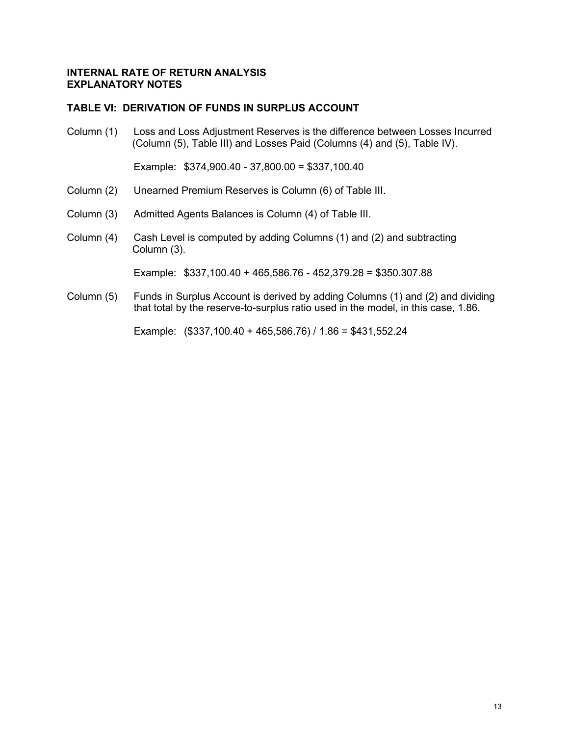**INTERNAL RATE OF RETURN ANALYSIS**
**EXPLANATORY NOTES**

**TABLE VI: DERIVATION OF FUNDS IN SURPLUS ACCOUNT**

Column (1) Loss and Loss Adjustment Reserves is the difference between Losses Incurred (Column (5), Table III) and Losses Paid (Columns (4) and (5), Table IV).

Example: $374,900.40 - 37,800.00 = $337,100.40

Column (2) Unearned Premium Reserves is Column (6) of Table III.

Column (3) Admitted Agents Balances is Column (4) of Table III.

Column (4) Cash Level is computed by adding Columns (1) and (2) and subtracting Column (3).

Example: $337,100.40 + 465,586.76 - 452,379.28 = $350.307.88

Column (5) Funds in Surplus Account is derived by adding Columns (1) and (2) and dividing that total by the reserve-to-surplus ratio used in the model, in this case, 1.86.

Example: ($337,100.40 + 465,586.76) / 1.86 = $431,552.24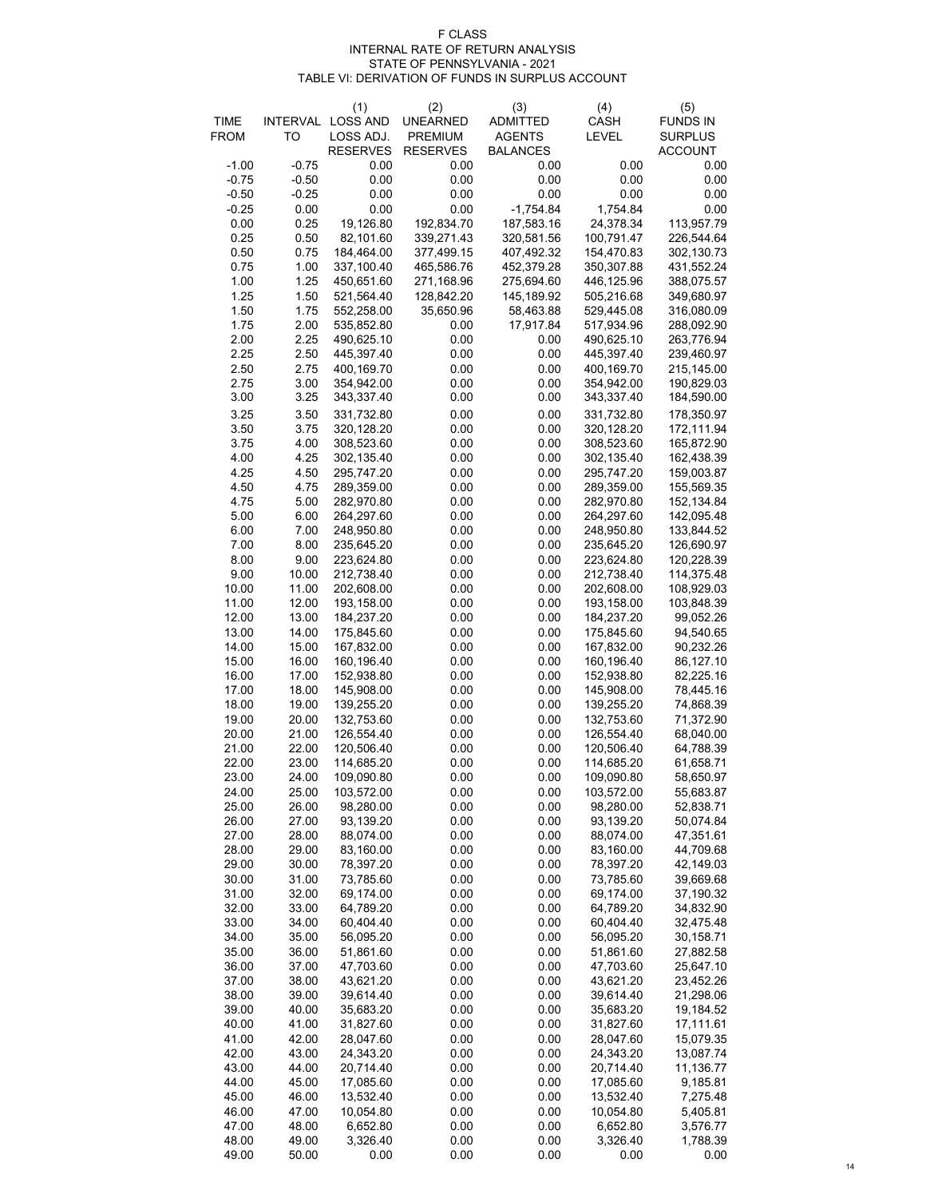F CLASS
INTERNAL RATE OF RETURN ANALYSIS
STATE OF PENNSYLVANIA - 2021
TABLE VI: DERIVATION OF FUNDS IN SURPLUS ACCOUNT

| TIME FROM | INTERVAL TO | (1) LOSS AND LOSS ADJ. RESERVES | (2) UNEARNED PREMIUM RESERVES | (3) ADMITTED AGENTS BALANCES | (4) CASH LEVEL | (5) FUNDS IN SURPLUS ACCOUNT |
|---|---|---|---|---|---|---|
| -1.00 | -0.75 | 0.00 | 0.00 | 0.00 | 0.00 | 0.00 |
| -0.75 | -0.50 | 0.00 | 0.00 | 0.00 | 0.00 | 0.00 |
| -0.50 | -0.25 | 0.00 | 0.00 | 0.00 | 0.00 | 0.00 |
| -0.25 | 0.00 | 0.00 | 0.00 | -1,754.84 | 1,754.84 | 0.00 |
| 0.00 | 0.25 | 19,126.80 | 192,834.70 | 187,583.16 | 24,378.34 | 113,957.79 |
| 0.25 | 0.50 | 82,101.60 | 339,271.43 | 320,581.56 | 100,791.47 | 226,544.64 |
| 0.50 | 0.75 | 184,464.00 | 377,499.15 | 407,492.32 | 154,470.83 | 302,130.73 |
| 0.75 | 1.00 | 337,100.40 | 465,586.76 | 452,379.28 | 350,307.88 | 431,552.24 |
| 1.00 | 1.25 | 450,651.60 | 271,168.96 | 275,694.60 | 446,125.96 | 388,075.57 |
| 1.25 | 1.50 | 521,564.40 | 128,842.20 | 145,189.92 | 505,216.68 | 349,680.97 |
| 1.50 | 1.75 | 552,258.00 | 35,650.96 | 58,463.88 | 529,445.08 | 316,080.09 |
| 1.75 | 2.00 | 535,852.80 | 0.00 | 17,917.84 | 517,934.96 | 288,092.90 |
| 2.00 | 2.25 | 490,625.10 | 0.00 | 0.00 | 490,625.10 | 263,776.94 |
| 2.25 | 2.50 | 445,397.40 | 0.00 | 0.00 | 445,397.40 | 239,460.97 |
| 2.50 | 2.75 | 400,169.70 | 0.00 | 0.00 | 400,169.70 | 215,145.00 |
| 2.75 | 3.00 | 354,942.00 | 0.00 | 0.00 | 354,942.00 | 190,829.03 |
| 3.00 | 3.25 | 343,337.40 | 0.00 | 0.00 | 343,337.40 | 184,590.00 |
| 3.25 | 3.50 | 331,732.80 | 0.00 | 0.00 | 331,732.80 | 178,350.97 |
| 3.50 | 3.75 | 320,128.20 | 0.00 | 0.00 | 320,128.20 | 172,111.94 |
| 3.75 | 4.00 | 308,523.60 | 0.00 | 0.00 | 308,523.60 | 165,872.90 |
| 4.00 | 4.25 | 302,135.40 | 0.00 | 0.00 | 302,135.40 | 162,438.39 |
| 4.25 | 4.50 | 295,747.20 | 0.00 | 0.00 | 295,747.20 | 159,003.87 |
| 4.50 | 4.75 | 289,359.00 | 0.00 | 0.00 | 289,359.00 | 155,569.35 |
| 4.75 | 5.00 | 282,970.80 | 0.00 | 0.00 | 282,970.80 | 152,134.84 |
| 5.00 | 6.00 | 264,297.60 | 0.00 | 0.00 | 264,297.60 | 142,095.48 |
| 6.00 | 7.00 | 248,950.80 | 0.00 | 0.00 | 248,950.80 | 133,844.52 |
| 7.00 | 8.00 | 235,645.20 | 0.00 | 0.00 | 235,645.20 | 126,690.97 |
| 8.00 | 9.00 | 223,624.80 | 0.00 | 0.00 | 223,624.80 | 120,228.39 |
| 9.00 | 10.00 | 212,738.40 | 0.00 | 0.00 | 212,738.40 | 114,375.48 |
| 10.00 | 11.00 | 202,608.00 | 0.00 | 0.00 | 202,608.00 | 108,929.03 |
| 11.00 | 12.00 | 193,158.00 | 0.00 | 0.00 | 193,158.00 | 103,848.39 |
| 12.00 | 13.00 | 184,237.20 | 0.00 | 0.00 | 184,237.20 | 99,052.26 |
| 13.00 | 14.00 | 175,845.60 | 0.00 | 0.00 | 175,845.60 | 94,540.65 |
| 14.00 | 15.00 | 167,832.00 | 0.00 | 0.00 | 167,832.00 | 90,232.26 |
| 15.00 | 16.00 | 160,196.40 | 0.00 | 0.00 | 160,196.40 | 86,127.10 |
| 16.00 | 17.00 | 152,938.80 | 0.00 | 0.00 | 152,938.80 | 82,225.16 |
| 17.00 | 18.00 | 145,908.00 | 0.00 | 0.00 | 145,908.00 | 78,445.16 |
| 18.00 | 19.00 | 139,255.20 | 0.00 | 0.00 | 139,255.20 | 74,868.39 |
| 19.00 | 20.00 | 132,753.60 | 0.00 | 0.00 | 132,753.60 | 71,372.90 |
| 20.00 | 21.00 | 126,554.40 | 0.00 | 0.00 | 126,554.40 | 68,040.00 |
| 21.00 | 22.00 | 120,506.40 | 0.00 | 0.00 | 120,506.40 | 64,788.39 |
| 22.00 | 23.00 | 114,685.20 | 0.00 | 0.00 | 114,685.20 | 61,658.71 |
| 23.00 | 24.00 | 109,090.80 | 0.00 | 0.00 | 109,090.80 | 58,650.97 |
| 24.00 | 25.00 | 103,572.00 | 0.00 | 0.00 | 103,572.00 | 55,683.87 |
| 25.00 | 26.00 | 98,280.00 | 0.00 | 0.00 | 98,280.00 | 52,838.71 |
| 26.00 | 27.00 | 93,139.20 | 0.00 | 0.00 | 93,139.20 | 50,074.84 |
| 27.00 | 28.00 | 88,074.00 | 0.00 | 0.00 | 88,074.00 | 47,351.61 |
| 28.00 | 29.00 | 83,160.00 | 0.00 | 0.00 | 83,160.00 | 44,709.68 |
| 29.00 | 30.00 | 78,397.20 | 0.00 | 0.00 | 78,397.20 | 42,149.03 |
| 30.00 | 31.00 | 73,785.60 | 0.00 | 0.00 | 73,785.60 | 39,669.68 |
| 31.00 | 32.00 | 69,174.00 | 0.00 | 0.00 | 69,174.00 | 37,190.32 |
| 32.00 | 33.00 | 64,789.20 | 0.00 | 0.00 | 64,789.20 | 34,832.90 |
| 33.00 | 34.00 | 60,404.40 | 0.00 | 0.00 | 60,404.40 | 32,475.48 |
| 34.00 | 35.00 | 56,095.20 | 0.00 | 0.00 | 56,095.20 | 30,158.71 |
| 35.00 | 36.00 | 51,861.60 | 0.00 | 0.00 | 51,861.60 | 27,882.58 |
| 36.00 | 37.00 | 47,703.60 | 0.00 | 0.00 | 47,703.60 | 25,647.10 |
| 37.00 | 38.00 | 43,621.20 | 0.00 | 0.00 | 43,621.20 | 23,452.26 |
| 38.00 | 39.00 | 39,614.40 | 0.00 | 0.00 | 39,614.40 | 21,298.06 |
| 39.00 | 40.00 | 35,683.20 | 0.00 | 0.00 | 35,683.20 | 19,184.52 |
| 40.00 | 41.00 | 31,827.60 | 0.00 | 0.00 | 31,827.60 | 17,111.61 |
| 41.00 | 42.00 | 28,047.60 | 0.00 | 0.00 | 28,047.60 | 15,079.35 |
| 42.00 | 43.00 | 24,343.20 | 0.00 | 0.00 | 24,343.20 | 13,087.74 |
| 43.00 | 44.00 | 20,714.40 | 0.00 | 0.00 | 20,714.40 | 11,136.77 |
| 44.00 | 45.00 | 17,085.60 | 0.00 | 0.00 | 17,085.60 | 9,185.81 |
| 45.00 | 46.00 | 13,532.40 | 0.00 | 0.00 | 13,532.40 | 7,275.48 |
| 46.00 | 47.00 | 10,054.80 | 0.00 | 0.00 | 10,054.80 | 5,405.81 |
| 47.00 | 48.00 | 6,652.80 | 0.00 | 0.00 | 6,652.80 | 3,576.77 |
| 48.00 | 49.00 | 3,326.40 | 0.00 | 0.00 | 3,326.40 | 1,788.39 |
| 49.00 | 50.00 | 0.00 | 0.00 | 0.00 | 0.00 | 0.00 |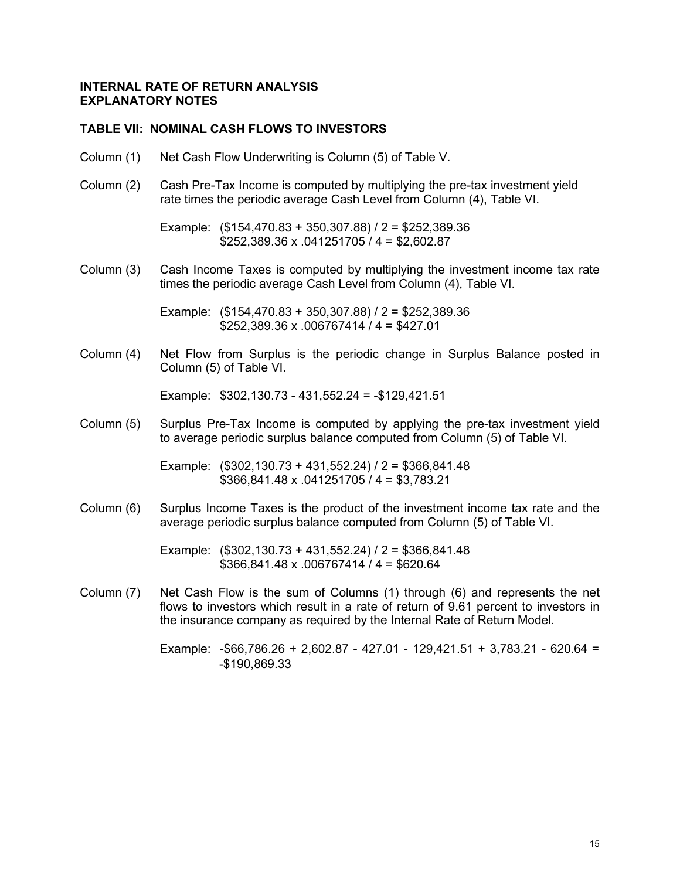**INTERNAL RATE OF RETURN ANALYSIS**
**EXPLANATORY NOTES**

**TABLE VII: NOMINAL CASH FLOWS TO INVESTORS**

Column (1) Net Cash Flow Underwriting is Column (5) of Table V.

Column (2) Cash Pre-Tax Income is computed by multiplying the pre-tax investment yield rate times the periodic average Cash Level from Column (4), Table VI.

Example: ($154,470.83 + 350,307.88) / 2 = $252,389.36
$252,389.36 x .041251705 / 4 = $2,602.87

Column (3) Cash Income Taxes is computed by multiplying the investment income tax rate times the periodic average Cash Level from Column (4), Table VI.

Example: ($154,470.83 + 350,307.88) / 2 = $252,389.36
$252,389.36 x .006767414 / 4 = $427.01

Column (4) Net Flow from Surplus is the periodic change in Surplus Balance posted in Column (5) of Table VI.

Example: $302,130.73 - 431,552.24 = -$129,421.51

Column (5) Surplus Pre-Tax Income is computed by applying the pre-tax investment yield to average periodic surplus balance computed from Column (5) of Table VI.

Example: ($302,130.73 + 431,552.24) / 2 = $366,841.48
$366,841.48 x .041251705 / 4 = $3,783.21

Column (6) Surplus Income Taxes is the product of the investment income tax rate and the average periodic surplus balance computed from Column (5) of Table VI.

Example: ($302,130.73 + 431,552.24) / 2 = $366,841.48
$366,841.48 x .006767414 / 4 = $620.64

Column (7) Net Cash Flow is the sum of Columns (1) through (6) and represents the net flows to investors which result in a rate of return of 9.61 percent to investors in the insurance company as required by the Internal Rate of Return Model.

Example: -$66,786.26 + 2,602.87 - 427.01 - 129,421.51 + 3,783.21 - 620.64 = -$190,869.33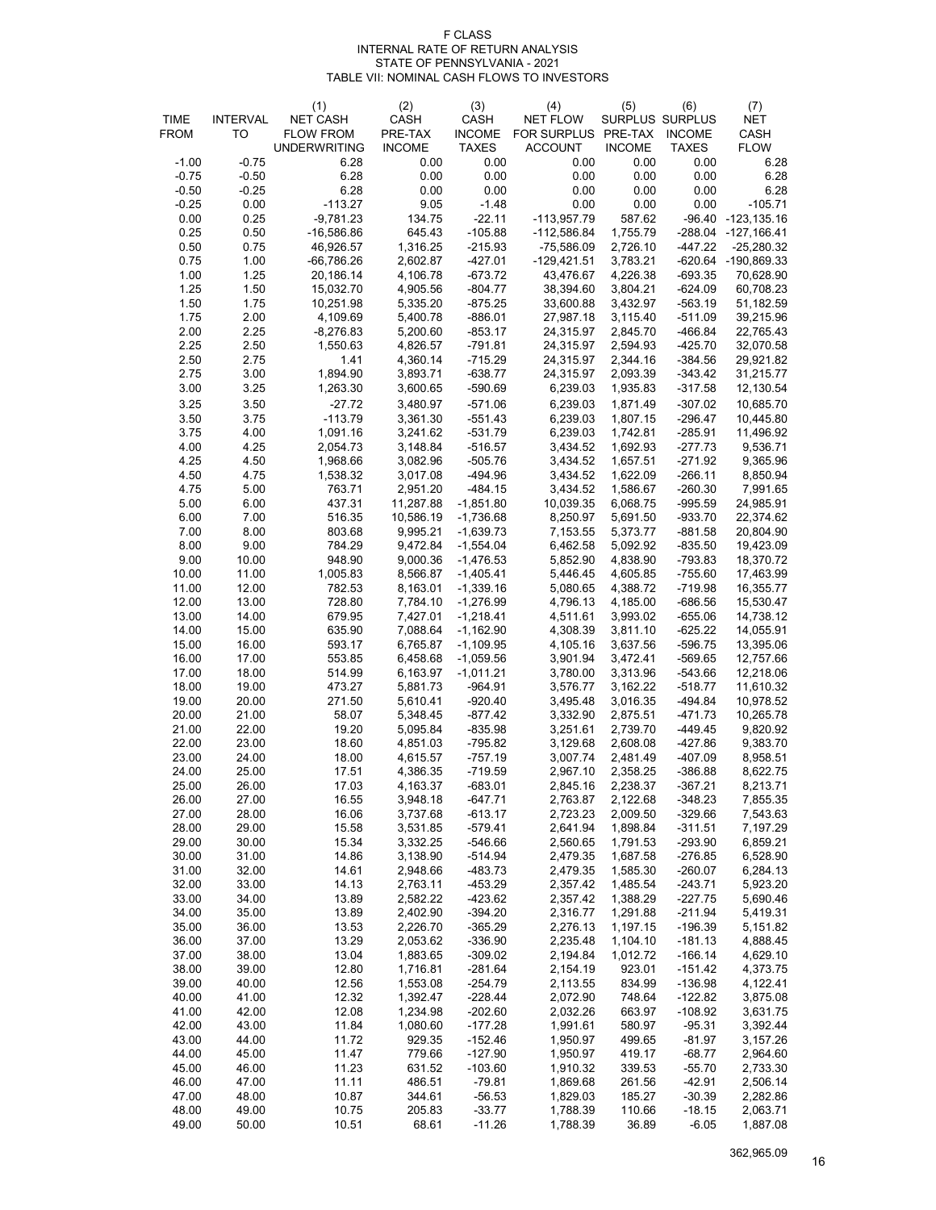F CLASS
INTERNAL RATE OF RETURN ANALYSIS
STATE OF PENNSYLVANIA - 2021
TABLE VII: NOMINAL CASH FLOWS TO INVESTORS

| TIME FROM | INTERVAL TO | (1) NET CASH FLOW FROM UNDERWRITING | (2) CASH PRE-TAX INCOME | (3) CASH INCOME TAXES | (4) NET FLOW FOR SURPLUS ACCOUNT | (5) SURPLUS PRE-TAX INCOME | (6) SURPLUS INCOME TAXES | (7) NET CASH FLOW |
|---|---|---|---|---|---|---|---|---|
| -1.00 | -0.75 | 6.28 | 0.00 | 0.00 | 0.00 | 0.00 | 0.00 | 6.28 |
| -0.75 | -0.50 | 6.28 | 0.00 | 0.00 | 0.00 | 0.00 | 0.00 | 6.28 |
| -0.50 | -0.25 | 6.28 | 0.00 | 0.00 | 0.00 | 0.00 | 0.00 | 6.28 |
| -0.25 | 0.00 | -113.27 | 9.05 | -1.48 | 0.00 | 0.00 | 0.00 | -105.71 |
| 0.00 | 0.25 | -9,781.23 | 134.75 | -22.11 | -113,957.79 | 587.62 | -96.40 | -123,135.16 |
| 0.25 | 0.50 | -16,586.86 | 645.43 | -105.88 | -112,586.84 | 1,755.79 | -288.04 | -127,166.41 |
| 0.50 | 0.75 | 46,926.57 | 1,316.25 | -215.93 | -75,586.09 | 2,726.10 | -447.22 | -25,280.32 |
| 0.75 | 1.00 | -66,786.26 | 2,602.87 | -427.01 | -129,421.51 | 3,783.21 | -620.64 | -190,869.33 |
| 1.00 | 1.25 | 20,186.14 | 4,106.78 | -673.72 | 43,476.67 | 4,226.38 | -693.35 | 70,628.90 |
| 1.25 | 1.50 | 15,032.70 | 4,905.56 | -804.77 | 38,394.60 | 3,804.21 | -624.09 | 60,708.23 |
| 1.50 | 1.75 | 10,251.98 | 5,335.20 | -875.25 | 33,600.88 | 3,432.97 | -563.19 | 51,182.59 |
| 1.75 | 2.00 | 4,109.69 | 5,400.78 | -886.01 | 27,987.18 | 3,115.40 | -511.09 | 39,215.96 |
| 2.00 | 2.25 | -8,276.83 | 5,200.60 | -853.17 | 24,315.97 | 2,845.70 | -466.84 | 22,765.43 |
| 2.25 | 2.50 | 1,550.63 | 4,826.57 | -791.81 | 24,315.97 | 2,594.93 | -425.70 | 32,070.58 |
| 2.50 | 2.75 | 1.41 | 4,360.14 | -715.29 | 24,315.97 | 2,344.16 | -384.56 | 29,921.82 |
| 2.75 | 3.00 | 1,894.90 | 3,893.71 | -638.77 | 24,315.97 | 2,093.39 | -343.42 | 31,215.77 |
| 3.00 | 3.25 | 1,263.30 | 3,600.65 | -590.69 | 6,239.03 | 1,935.83 | -317.58 | 12,130.54 |
| 3.25 | 3.50 | -27.72 | 3,480.97 | -571.06 | 6,239.03 | 1,871.49 | -307.02 | 10,685.70 |
| 3.50 | 3.75 | -113.79 | 3,361.30 | -551.43 | 6,239.03 | 1,807.15 | -296.47 | 10,445.80 |
| 3.75 | 4.00 | 1,091.16 | 3,241.62 | -531.79 | 6,239.03 | 1,742.81 | -285.91 | 11,496.92 |
| 4.00 | 4.25 | 2,054.73 | 3,148.84 | -516.57 | 3,434.52 | 1,692.93 | -277.73 | 9,536.71 |
| 4.25 | 4.50 | 1,968.66 | 3,082.96 | -505.76 | 3,434.52 | 1,657.51 | -271.92 | 9,365.96 |
| 4.50 | 4.75 | 1,538.32 | 3,017.08 | -494.96 | 3,434.52 | 1,622.09 | -266.11 | 8,850.94 |
| 4.75 | 5.00 | 763.71 | 2,951.20 | -484.15 | 3,434.52 | 1,586.67 | -260.30 | 7,991.65 |
| 5.00 | 6.00 | 437.31 | 11,287.88 | -1,851.80 | 10,039.35 | 6,068.75 | -995.59 | 24,985.91 |
| 6.00 | 7.00 | 516.35 | 10,586.19 | -1,736.68 | 8,250.97 | 5,691.50 | -933.70 | 22,374.62 |
| 7.00 | 8.00 | 803.68 | 9,995.21 | -1,639.73 | 7,153.55 | 5,373.77 | -881.58 | 20,804.90 |
| 8.00 | 9.00 | 784.29 | 9,472.84 | -1,554.04 | 6,462.58 | 5,092.92 | -835.50 | 19,423.09 |
| 9.00 | 10.00 | 948.90 | 9,000.36 | -1,476.53 | 5,852.90 | 4,838.90 | -793.83 | 18,370.72 |
| 10.00 | 11.00 | 1,005.83 | 8,566.87 | -1,405.41 | 5,446.45 | 4,605.85 | -755.60 | 17,463.99 |
| 11.00 | 12.00 | 782.53 | 8,163.01 | -1,339.16 | 5,080.65 | 4,388.72 | -719.98 | 16,355.77 |
| 12.00 | 13.00 | 728.80 | 7,784.10 | -1,276.99 | 4,796.13 | 4,185.00 | -686.56 | 15,530.47 |
| 13.00 | 14.00 | 679.95 | 7,427.01 | -1,218.41 | 4,511.61 | 3,993.02 | -655.06 | 14,738.12 |
| 14.00 | 15.00 | 635.90 | 7,088.64 | -1,162.90 | 4,308.39 | 3,811.10 | -625.22 | 14,055.91 |
| 15.00 | 16.00 | 593.17 | 6,765.87 | -1,109.95 | 4,105.16 | 3,637.56 | -596.75 | 13,395.06 |
| 16.00 | 17.00 | 553.85 | 6,458.68 | -1,059.56 | 3,901.94 | 3,472.41 | -569.65 | 12,757.66 |
| 17.00 | 18.00 | 514.99 | 6,163.97 | -1,011.21 | 3,780.00 | 3,313.96 | -543.66 | 12,218.06 |
| 18.00 | 19.00 | 473.27 | 5,881.73 | -964.91 | 3,576.77 | 3,162.22 | -518.77 | 11,610.32 |
| 19.00 | 20.00 | 271.50 | 5,610.41 | -920.40 | 3,495.48 | 3,016.35 | -494.84 | 10,978.52 |
| 20.00 | 21.00 | 58.07 | 5,348.45 | -877.42 | 3,332.90 | 2,875.51 | -471.73 | 10,265.78 |
| 21.00 | 22.00 | 19.20 | 5,095.84 | -835.98 | 3,251.61 | 2,739.70 | -449.45 | 9,820.92 |
| 22.00 | 23.00 | 18.60 | 4,851.03 | -795.82 | 3,129.68 | 2,608.08 | -427.86 | 9,383.70 |
| 23.00 | 24.00 | 18.00 | 4,615.57 | -757.19 | 3,007.74 | 2,481.49 | -407.09 | 8,958.51 |
| 24.00 | 25.00 | 17.51 | 4,386.35 | -719.59 | 2,967.10 | 2,358.25 | -386.88 | 8,622.75 |
| 25.00 | 26.00 | 17.03 | 4,163.37 | -683.01 | 2,845.16 | 2,238.37 | -367.21 | 8,213.71 |
| 26.00 | 27.00 | 16.55 | 3,948.18 | -647.71 | 2,763.87 | 2,122.68 | -348.23 | 7,855.35 |
| 27.00 | 28.00 | 16.06 | 3,737.68 | -613.17 | 2,723.23 | 2,009.50 | -329.66 | 7,543.63 |
| 28.00 | 29.00 | 15.58 | 3,531.85 | -579.41 | 2,641.94 | 1,898.84 | -311.51 | 7,197.29 |
| 29.00 | 30.00 | 15.34 | 3,332.25 | -546.66 | 2,560.65 | 1,791.53 | -293.90 | 6,859.21 |
| 30.00 | 31.00 | 14.86 | 3,138.90 | -514.94 | 2,479.35 | 1,687.58 | -276.85 | 6,528.90 |
| 31.00 | 32.00 | 14.61 | 2,948.66 | -483.73 | 2,479.35 | 1,585.30 | -260.07 | 6,284.13 |
| 32.00 | 33.00 | 14.13 | 2,763.11 | -453.29 | 2,357.42 | 1,485.54 | -243.71 | 5,923.20 |
| 33.00 | 34.00 | 13.89 | 2,582.22 | -423.62 | 2,357.42 | 1,388.29 | -227.75 | 5,690.46 |
| 34.00 | 35.00 | 13.89 | 2,402.90 | -394.20 | 2,316.77 | 1,291.88 | -211.94 | 5,419.31 |
| 35.00 | 36.00 | 13.53 | 2,226.70 | -365.29 | 2,276.13 | 1,197.15 | -196.39 | 5,151.82 |
| 36.00 | 37.00 | 13.29 | 2,053.62 | -336.90 | 2,235.48 | 1,104.10 | -181.13 | 4,888.45 |
| 37.00 | 38.00 | 13.04 | 1,883.65 | -309.02 | 2,194.84 | 1,012.72 | -166.14 | 4,629.10 |
| 38.00 | 39.00 | 12.80 | 1,716.81 | -281.64 | 2,154.19 | 923.01 | -151.42 | 4,373.75 |
| 39.00 | 40.00 | 12.56 | 1,553.08 | -254.79 | 2,113.55 | 834.99 | -136.98 | 4,122.41 |
| 40.00 | 41.00 | 12.32 | 1,392.47 | -228.44 | 2,072.90 | 748.64 | -122.82 | 3,875.08 |
| 41.00 | 42.00 | 12.08 | 1,234.98 | -202.60 | 2,032.26 | 663.97 | -108.92 | 3,631.75 |
| 42.00 | 43.00 | 11.84 | 1,080.60 | -177.28 | 1,991.61 | 580.97 | -95.31 | 3,392.44 |
| 43.00 | 44.00 | 11.72 | 929.35 | -152.46 | 1,950.97 | 499.65 | -81.97 | 3,157.26 |
| 44.00 | 45.00 | 11.47 | 779.66 | -127.90 | 1,950.97 | 419.17 | -68.77 | 2,964.60 |
| 45.00 | 46.00 | 11.23 | 631.52 | -103.60 | 1,910.32 | 339.53 | -55.70 | 2,733.30 |
| 46.00 | 47.00 | 11.11 | 486.51 | -79.81 | 1,869.68 | 261.56 | -42.91 | 2,506.14 |
| 47.00 | 48.00 | 10.87 | 344.61 | -56.53 | 1,829.03 | 185.27 | -30.39 | 2,282.86 |
| 48.00 | 49.00 | 10.75 | 205.83 | -33.77 | 1,788.39 | 110.66 | -18.15 | 2,063.71 |
| 49.00 | 50.00 | 10.51 | 68.61 | -11.26 | 1,788.39 | 36.89 | -6.05 | 1,887.08 |
| | | | | | | | | 362,965.09 |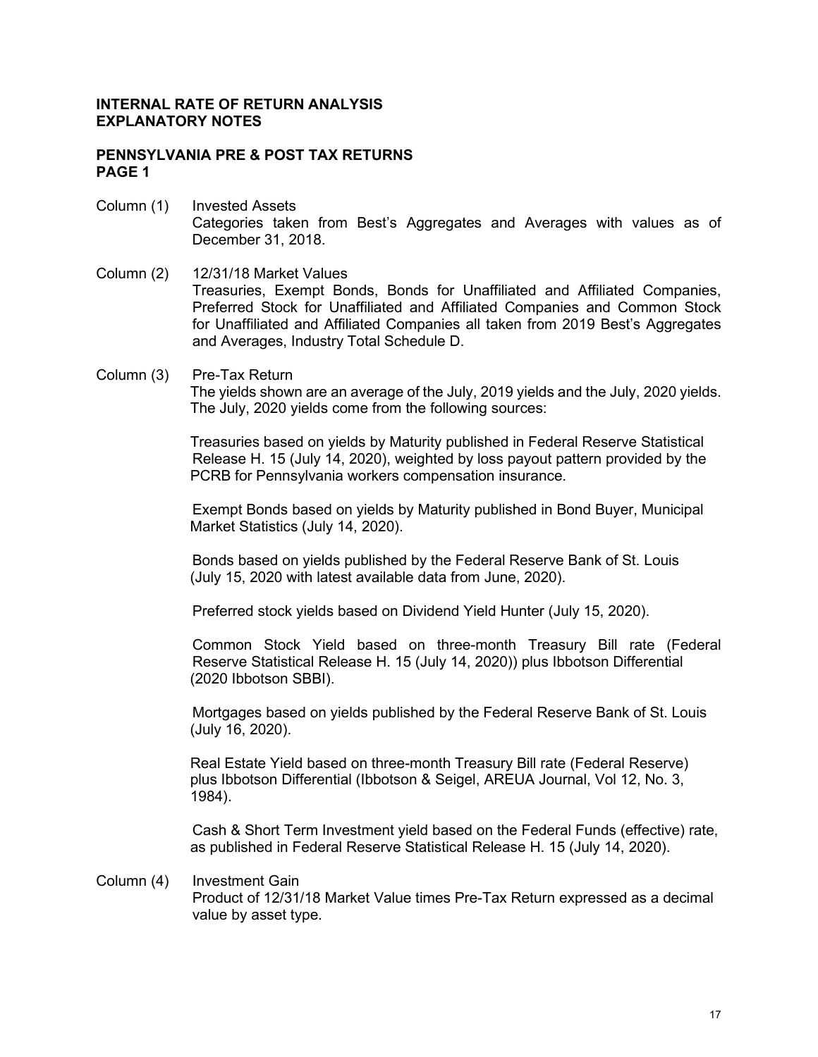**INTERNAL RATE OF RETURN ANALYSIS**
**EXPLANATORY NOTES**

**PENNSYLVANIA PRE & POST TAX RETURNS**
**PAGE 1**

Column (1) Invested Assets
Categories taken from Best's Aggregates and Averages with values as of December 31, 2018.

Column (2) 12/31/18 Market Values
Treasuries, Exempt Bonds, Bonds for Unaffiliated and Affiliated Companies, Preferred Stock for Unaffiliated and Affiliated Companies and Common Stock for Unaffiliated and Affiliated Companies all taken from 2019 Best's Aggregates and Averages, Industry Total Schedule D.

Column (3) Pre-Tax Return
The yields shown are an average of the July, 2019 yields and the July, 2020 yields. The July, 2020 yields come from the following sources:

Treasuries based on yields by Maturity published in Federal Reserve Statistical Release H. 15 (July 14, 2020), weighted by loss payout pattern provided by the PCRB for Pennsylvania workers compensation insurance.

Exempt Bonds based on yields by Maturity published in Bond Buyer, Municipal Market Statistics (July 14, 2020).

Bonds based on yields published by the Federal Reserve Bank of St. Louis (July 15, 2020 with latest available data from June, 2020).

Preferred stock yields based on Dividend Yield Hunter (July 15, 2020).

Common Stock Yield based on three-month Treasury Bill rate (Federal Reserve Statistical Release H. 15 (July 14, 2020)) plus Ibbotson Differential (2020 Ibbotson SBBI).

Mortgages based on yields published by the Federal Reserve Bank of St. Louis (July 16, 2020).

Real Estate Yield based on three-month Treasury Bill rate (Federal Reserve) plus Ibbotson Differential (Ibbotson & Seigel, AREUA Journal, Vol 12, No. 3, 1984).

Cash & Short Term Investment yield based on the Federal Funds (effective) rate, as published in Federal Reserve Statistical Release H. 15 (July 14, 2020).

Column (4) Investment Gain
Product of 12/31/18 Market Value times Pre-Tax Return expressed as a decimal value by asset type.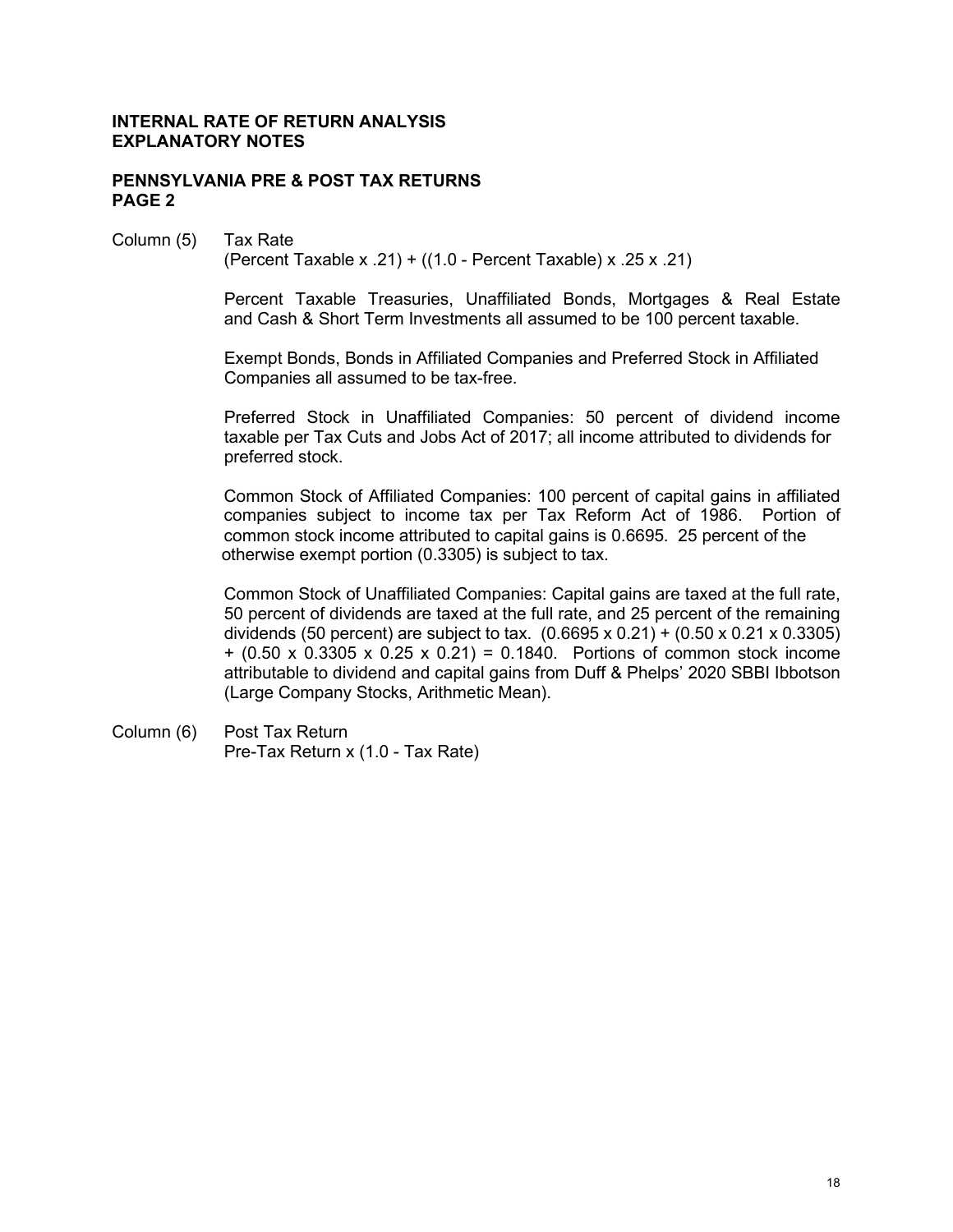**INTERNAL RATE OF RETURN ANALYSIS**
**EXPLANATORY NOTES**

**PENNSYLVANIA PRE & POST TAX RETURNS**
**PAGE 2**

Column (5) Tax Rate
(Percent Taxable x .21) + ((1.0 - Percent Taxable) x .25 x .21)

Percent Taxable Treasuries, Unaffiliated Bonds, Mortgages & Real Estate and Cash & Short Term Investments all assumed to be 100 percent taxable.

Exempt Bonds, Bonds in Affiliated Companies and Preferred Stock in Affiliated Companies all assumed to be tax-free.

Preferred Stock in Unaffiliated Companies: 50 percent of dividend income taxable per Tax Cuts and Jobs Act of 2017; all income attributed to dividends for preferred stock.

Common Stock of Affiliated Companies: 100 percent of capital gains in affiliated companies subject to income tax per Tax Reform Act of 1986. Portion of common stock income attributed to capital gains is 0.6695. 25 percent of the otherwise exempt portion (0.3305) is subject to tax.

Common Stock of Unaffiliated Companies: Capital gains are taxed at the full rate, 50 percent of dividends are taxed at the full rate, and 25 percent of the remaining dividends (50 percent) are subject to tax. (0.6695 x 0.21) + (0.50 x 0.21 x 0.3305) + (0.50 x 0.3305 x 0.25 x 0.21) = 0.1840. Portions of common stock income attributable to dividend and capital gains from Duff & Phelps' 2020 SBBI Ibbotson (Large Company Stocks, Arithmetic Mean).

Column (6) Post Tax Return
Pre-Tax Return x (1.0 - Tax Rate)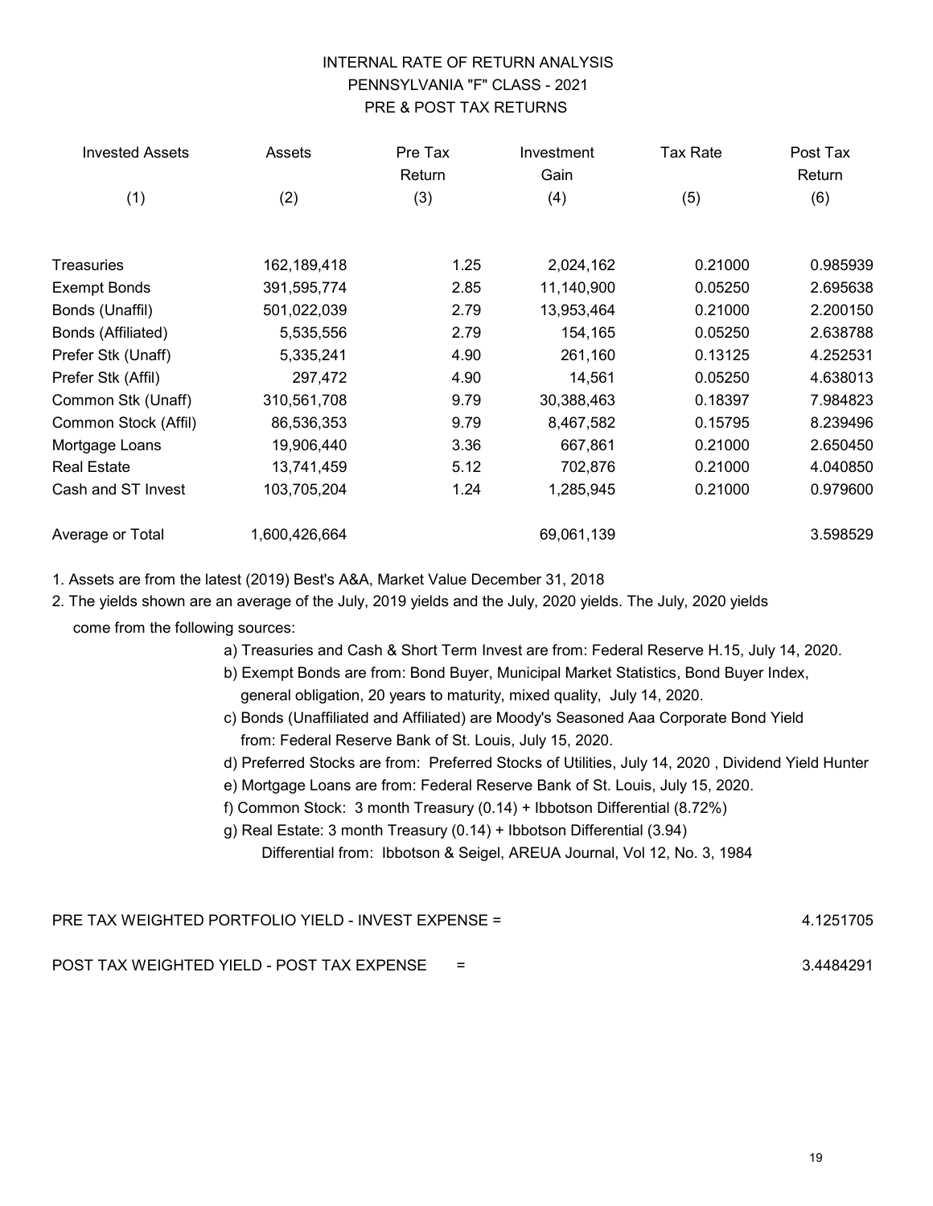# INTERNAL RATE OF RETURN ANALYSIS
## PENNSYLVANIA "F" CLASS - 2021
## PRE & POST TAX RETURNS

| Invested Assets | Assets | Pre Tax Return | Investment Gain | Tax Rate | Post Tax Return |
|---|---|---|---|---|---|
| (1) | (2) | (3) | (4) | (5) | (6) |
| Treasuries | 162,189,418 | 1.25 | 2,024,162 | 0.21000 | 0.985939 |
| Exempt Bonds | 391,595,774 | 2.85 | 11,140,900 | 0.05250 | 2.695638 |
| Bonds (Unaffil) | 501,022,039 | 2.79 | 13,953,464 | 0.21000 | 2.200150 |
| Bonds (Affiliated) | 5,535,556 | 2.79 | 154,165 | 0.05250 | 2.638788 |
| Prefer Stk (Unaff) | 5,335,241 | 4.90 | 261,160 | 0.13125 | 4.252531 |
| Prefer Stk (Affil) | 297,472 | 4.90 | 14,561 | 0.05250 | 4.638013 |
| Common Stk (Unaff) | 310,561,708 | 9.79 | 30,388,463 | 0.18397 | 7.984823 |
| Common Stock (Affil) | 86,536,353 | 9.79 | 8,467,582 | 0.15795 | 8.239496 |
| Mortgage Loans | 19,906,440 | 3.36 | 667,861 | 0.21000 | 2.650450 |
| Real Estate | 13,741,459 | 5.12 | 702,876 | 0.21000 | 4.040850 |
| Cash and ST Invest | 103,705,204 | 1.24 | 1,285,945 | 0.21000 | 0.979600 |
| Average or Total | 1,600,426,664 | | 69,061,139 | | 3.598529 |

1. Assets are from the latest (2019) Best's A&A, Market Value December 31, 2018
2. The yields shown are an average of the July, 2019 yields and the July, 2020 yields. The July, 2020 yields come from the following sources:
   - a) Treasuries and Cash & Short Term Invest are from: Federal Reserve H.15, July 14, 2020.
   - b) Exempt Bonds are from: Bond Buyer, Municipal Market Statistics, Bond Buyer Index, general obligation, 20 years to maturity, mixed quality, July 14, 2020.
   - c) Bonds (Unaffiliated and Affiliated) are Moody's Seasoned Aaa Corporate Bond Yield from: Federal Reserve Bank of St. Louis, July 15, 2020.
   - d) Preferred Stocks are from: Preferred Stocks of Utilities, July 14, 2020 , Dividend Yield Hunter
   - e) Mortgage Loans are from: Federal Reserve Bank of St. Louis, July 15, 2020.
   - f) Common Stock: 3 month Treasury (0.14) + Ibbotson Differential (8.72%)
   - g) Real Estate: 3 month Treasury (0.14) + Ibbotson Differential (3.94)
     Differential from: Ibbotson & Seigel, AREUA Journal, Vol 12, No. 3, 1984

PRE TAX WEIGHTED PORTFOLIO YIELD - INVEST EXPENSE = 4.1251705

POST TAX WEIGHTED YIELD - POST TAX EXPENSE = 3.4484291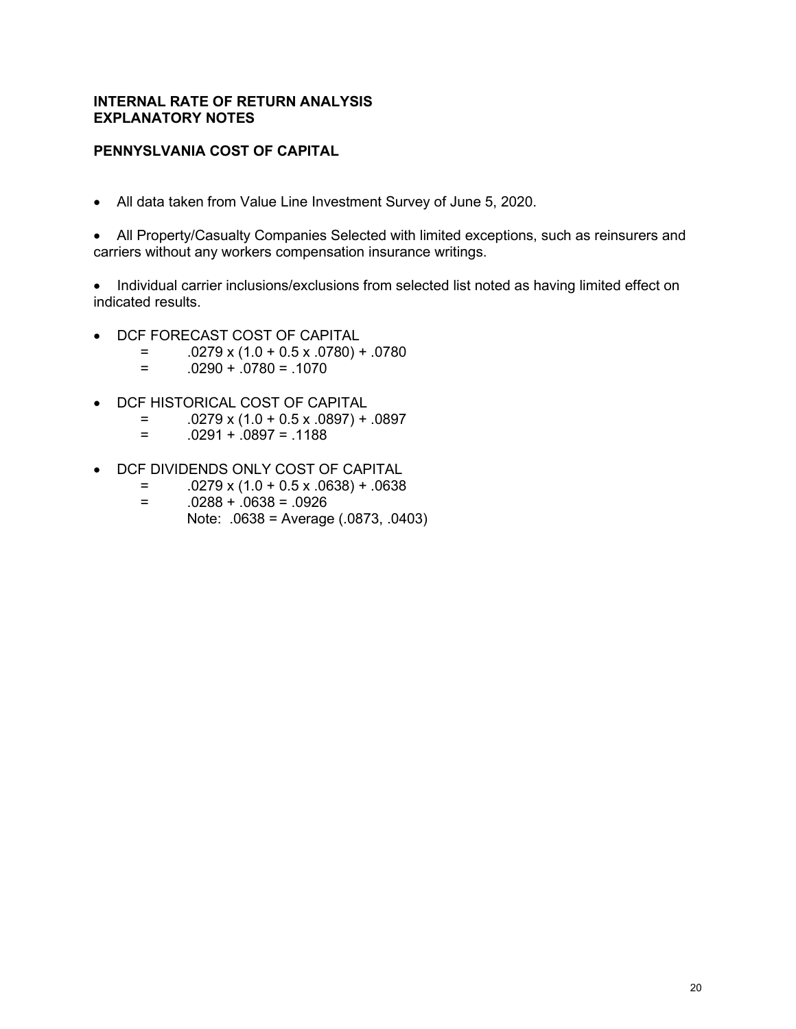**INTERNAL RATE OF RETURN ANALYSIS**
**EXPLANATORY NOTES**

**PENNYSLVANIA COST OF CAPITAL**

- All data taken from Value Line Investment Survey of June 5, 2020.

- All Property/Casualty Companies Selected with limited exceptions, such as reinsurers and carriers without any workers compensation insurance writings.

- Individual carrier inclusions/exclusions from selected list noted as having limited effect on indicated results.

- DCF FORECAST COST OF CAPITAL
  - $= .0279 \times (1.0 + 0.5 \times .0780) + .0780$
  - $= .0290 + .0780 = .1070$

- DCF HISTORICAL COST OF CAPITAL
  - $= .0279 \times (1.0 + 0.5 \times .0897) + .0897$
  - $= .0291 + .0897 = .1188$

- DCF DIVIDENDS ONLY COST OF CAPITAL
  - $= .0279 \times (1.0 + 0.5 \times .0638) + .0638$
  - $= .0288 + .0638 = .0926$

    Note: .0638 = Average (.0873, .0403)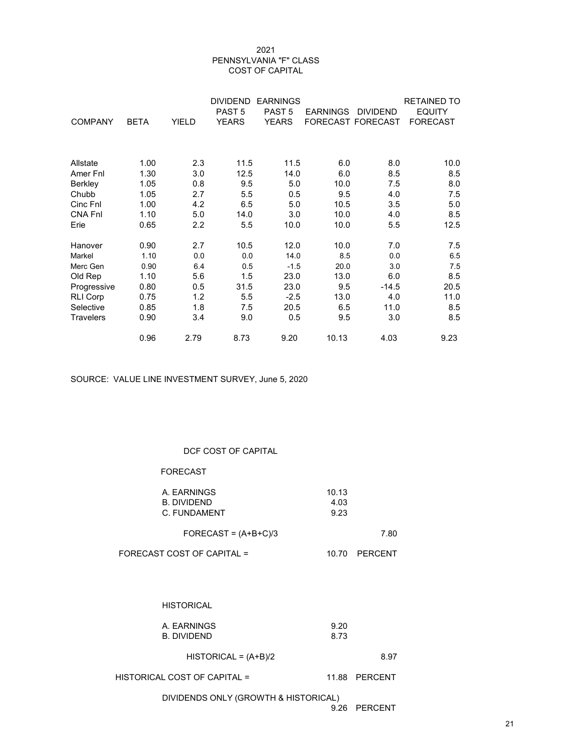# 2021
## PENNSYLVANIA "F" CLASS
## COST OF CAPITAL

| COMPANY | BETA | YIELD | DIVIDEND PAST 5 YEARS | EARNINGS PAST 5 YEARS | EARNINGS FORECAST | DIVIDEND FORECAST | RETAINED TO EQUITY FORECAST |
|---|---|---|---|---|---|---|---|
| Allstate | 1.00 | 2.3 | 11.5 | 11.5 | 6.0 | 8.0 | 10.0 |
| Amer Fnl | 1.30 | 3.0 | 12.5 | 14.0 | 6.0 | 8.5 | 8.5 |
| Berkley | 1.05 | 0.8 | 9.5 | 5.0 | 10.0 | 7.5 | 8.0 |
| Chubb | 1.05 | 2.7 | 5.5 | 0.5 | 9.5 | 4.0 | 7.5 |
| Cinc Fnl | 1.00 | 4.2 | 6.5 | 5.0 | 10.5 | 3.5 | 5.0 |
| CNA Fnl | 1.10 | 5.0 | 14.0 | 3.0 | 10.0 | 4.0 | 8.5 |
| Erie | 0.65 | 2.2 | 5.5 | 10.0 | 10.0 | 5.5 | 12.5 |
| Hanover | 0.90 | 2.7 | 10.5 | 12.0 | 10.0 | 7.0 | 7.5 |
| Markel | 1.10 | 0.0 | 0.0 | 14.0 | 8.5 | 0.0 | 6.5 |
| Merc Gen | 0.90 | 6.4 | 0.5 | -1.5 | 20.0 | 3.0 | 7.5 |
| Old Rep | 1.10 | 5.6 | 1.5 | 23.0 | 13.0 | 6.0 | 8.5 |
| Progressive | 0.80 | 0.5 | 31.5 | 23.0 | 9.5 | -14.5 | 20.5 |
| RLI Corp | 0.75 | 1.2 | 5.5 | -2.5 | 13.0 | 4.0 | 11.0 |
| Selective | 0.85 | 1.8 | 7.5 | 20.5 | 6.5 | 11.0 | 8.5 |
| Travelers | 0.90 | 3.4 | 9.0 | 0.5 | 9.5 | 3.0 | 8.5 |
| | 0.96 | 2.79 | 8.73 | 9.20 | 10.13 | 4.03 | 9.23 |

SOURCE: VALUE LINE INVESTMENT SURVEY, June 5, 2020

### DCF COST OF CAPITAL

FORECAST

| | | |
|---|---|---|
| A. EARNINGS | 10.13 | |
| B. DIVIDEND | 4.03 | |
| C. FUNDAMENT | 9.23 | |
| FORECAST = (A+B+C)/3 | | 7.80 |
| FORECAST COST OF CAPITAL = | 10.70 | PERCENT |

HISTORICAL

| | | |
|---|---|---|
| A. EARNINGS | 9.20 | |
| B. DIVIDEND | 8.73 | |
| HISTORICAL = (A+B)/2 | | 8.97 |
| HISTORICAL COST OF CAPITAL = | 11.88 | PERCENT |

DIVIDENDS ONLY (GROWTH & HISTORICAL) 9.26 PERCENT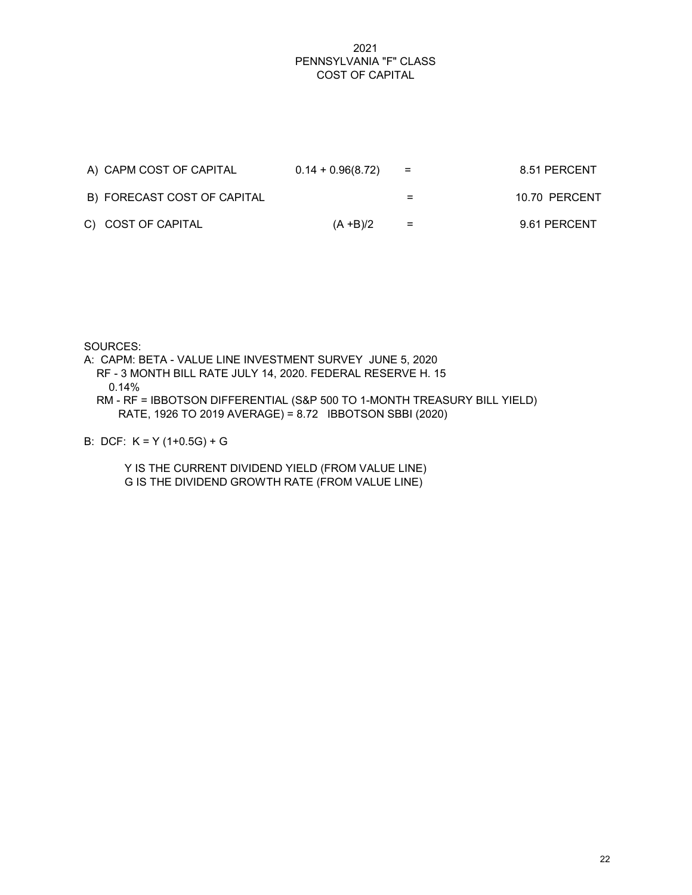# 2021
# PENNSYLVANIA "F" CLASS
# COST OF CAPITAL

| | | | |
|---|---|---|---|
| A) CAPM COST OF CAPITAL | 0.14 + 0.96(8.72) | = | 8.51 PERCENT |
| B) FORECAST COST OF CAPITAL | | = | 10.70 PERCENT |
| C) COST OF CAPITAL | (A +B)/2 | = | 9.61 PERCENT |

SOURCES:

A: CAPM: BETA - VALUE LINE INVESTMENT SURVEY JUNE 5, 2020
RF - 3 MONTH BILL RATE JULY 14, 2020. FEDERAL RESERVE H. 15
0.14%
RM - RF = IBBOTSON DIFFERENTIAL (S&P 500 TO 1-MONTH TREASURY BILL YIELD)
RATE, 1926 TO 2019 AVERAGE) = 8.72 IBBOTSON SBBI (2020)

B: DCF: $K = Y (1+0.5G) + G$

Y IS THE CURRENT DIVIDEND YIELD (FROM VALUE LINE)
G IS THE DIVIDEND GROWTH RATE (FROM VALUE LINE)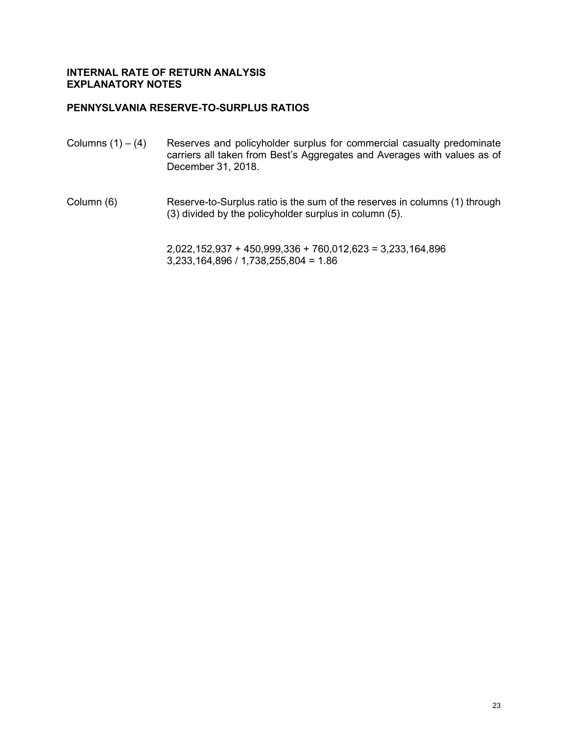**INTERNAL RATE OF RETURN ANALYSIS**
**EXPLANATORY NOTES**

**PENNYSLVANIA RESERVE-TO-SURPLUS RATIOS**

Columns (1) – (4) Reserves and policyholder surplus for commercial casualty predominate carriers all taken from Best's Aggregates and Averages with values as of December 31, 2018.

Column (6) Reserve-to-Surplus ratio is the sum of the reserves in columns (1) through (3) divided by the policyholder surplus in column (5).

2,022,152,937 + 450,999,336 + 760,012,623 = 3,233,164,896
3,233,164,896 / 1,738,255,804 = 1.86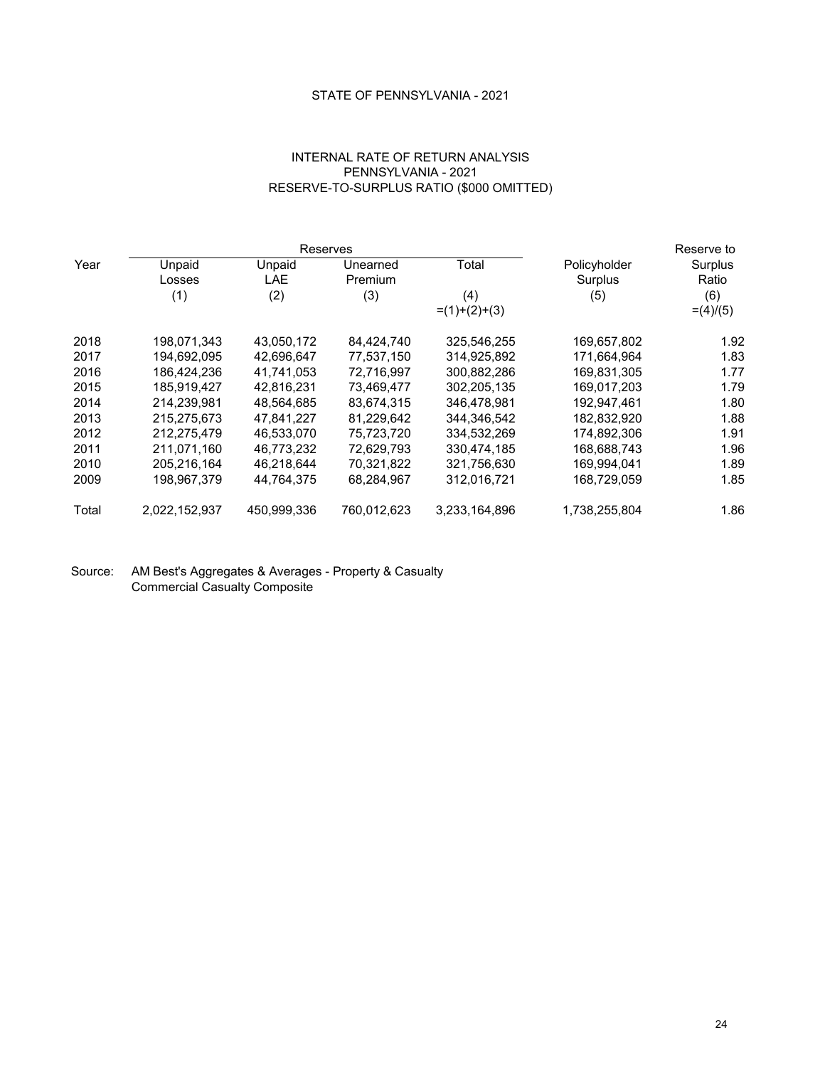STATE OF PENNSYLVANIA - 2021

## INTERNAL RATE OF RETURN ANALYSIS
## PENNSYLVANIA - 2021
## RESERVE-TO-SURPLUS RATIO ($000 OMITTED)

| Year | Reserves | | | | Policyholder Surplus | Reserve to Surplus Ratio |
|---|---|---|---|---|---|---|
| | Unpaid Losses | Unpaid LAE | Unearned Premium | Total | | |
| | (1) | (2) | (3) | (4) =(1)+(2)+(3) | (5) | (6) =(4)/(5) |
| 2018 | 198,071,343 | 43,050,172 | 84,424,740 | 325,546,255 | 169,657,802 | 1.92 |
| 2017 | 194,692,095 | 42,696,647 | 77,537,150 | 314,925,892 | 171,664,964 | 1.83 |
| 2016 | 186,424,236 | 41,741,053 | 72,716,997 | 300,882,286 | 169,831,305 | 1.77 |
| 2015 | 185,919,427 | 42,816,231 | 73,469,477 | 302,205,135 | 169,017,203 | 1.79 |
| 2014 | 214,239,981 | 48,564,685 | 83,674,315 | 346,478,981 | 192,947,461 | 1.80 |
| 2013 | 215,275,673 | 47,841,227 | 81,229,642 | 344,346,542 | 182,832,920 | 1.88 |
| 2012 | 212,275,479 | 46,533,070 | 75,723,720 | 334,532,269 | 174,892,306 | 1.91 |
| 2011 | 211,071,160 | 46,773,232 | 72,629,793 | 330,474,185 | 168,688,743 | 1.96 |
| 2010 | 205,216,164 | 46,218,644 | 70,321,822 | 321,756,630 | 169,994,041 | 1.89 |
| 2009 | 198,967,379 | 44,764,375 | 68,284,967 | 312,016,721 | 168,729,059 | 1.85 |
| Total | 2,022,152,937 | 450,999,336 | 760,012,623 | 3,233,164,896 | 1,738,255,804 | 1.86 |

Source: AM Best's Aggregates & Averages - Property & Casualty
Commercial Casualty Composite